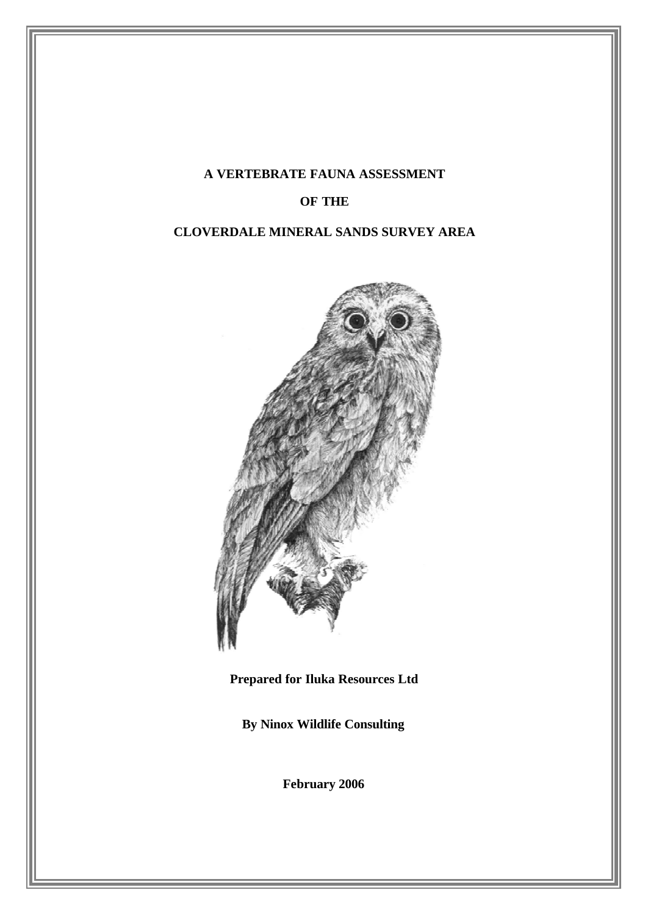# A VERTEBRATE FAUNA ASSESSMENT

# OF THE

# CLOVERDALE MINERAL SANDS SURVEY AREA

**Prepared for Iluka Resources Ltd**

**By Ninox Wildlife Consulting**

**February 2006**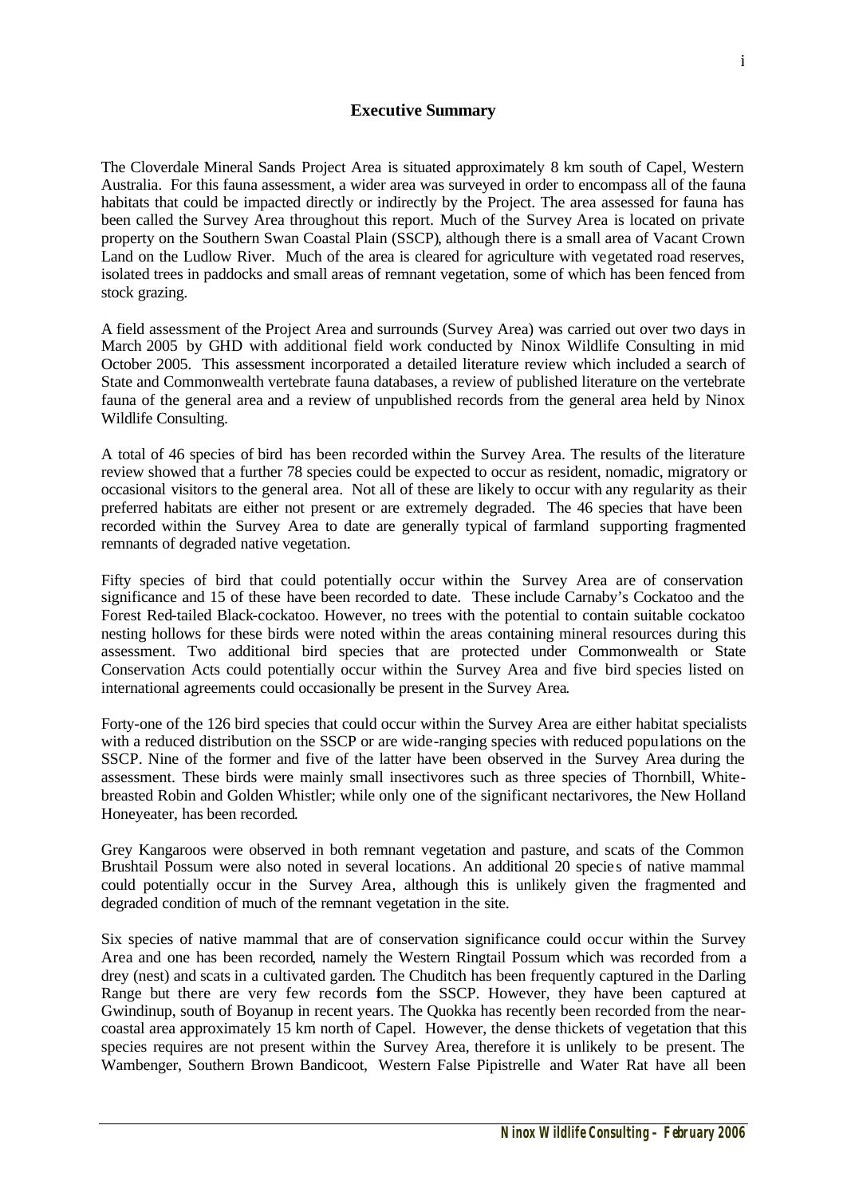## Executive Summary

The Cloverdale Mineral Sands Project Area is situated approximately 8 km south of Capel, Western Australia. For this fauna assessment, a wider area was surveyed in order to encompass all of the fauna habitats that could be impacted directly or indirectly by the Project. The area assessed for fauna has been called the Survey Area throughout this report. Much of the Survey Area is located on private property on the Southern Swan Coastal Plain (SSCP), although there is a small area of Vacant Crown Land on the Ludlow River. Much of the area is cleared for agriculture with vegetated road reserves, isolated trees in paddocks and small areas of remnant vegetation, some of which has been fenced from stock grazing.

A field assessment of the Project Area and surrounds (Survey Area) was carried out over two days in March 2005 by GHD with additional field work conducted by Ninox Wildlife Consulting in mid October 2005. This assessment incorporated a detailed literature review which included a search of State and Commonwealth vertebrate fauna databases, a review of published literature on the vertebrate fauna of the general area and a review of unpublished records from the general area held by Ninox Wildlife Consulting.

A total of 46 species of bird has been recorded within the Survey Area. The results of the literature review showed that a further 78 species could be expected to occur as resident, nomadic, migratory or occasional visitors to the general area. Not all of these are likely to occur with any regularity as their preferred habitats are either not present or are extremely degraded. The 46 species that have been recorded within the Survey Area to date are generally typical of farmland supporting fragmented remnants of degraded native vegetation.

Fifty species of bird that could potentially occur within the Survey Area are of conservation significance and 15 of these have been recorded to date. These include Carnaby's Cockatoo and the Forest Red-tailed Black-cockatoo. However, no trees with the potential to contain suitable cockatoo nesting hollows for these birds were noted within the areas containing mineral resources during this assessment. Two additional bird species that are protected under Commonwealth or State Conservation Acts could potentially occur within the Survey Area and five bird species listed on international agreements could occasionally be present in the Survey Area.

Forty-one of the 126 bird species that could occur within the Survey Area are either habitat specialists with a reduced distribution on the SSCP or are wide-ranging species with reduced populations on the SSCP. Nine of the former and five of the latter have been observed in the Survey Area during the assessment. These birds were mainly small insectivores such as three species of Thornbill, White-breasted Robin and Golden Whistler; while only one of the significant nectarivores, the New Holland Honeyeater, has been recorded.

Grey Kangaroos were observed in both remnant vegetation and pasture, and scats of the Common Brushtail Possum were also noted in several locations. An additional 20 species of native mammal could potentially occur in the Survey Area, although this is unlikely given the fragmented and degraded condition of much of the remnant vegetation in the site.

Six species of native mammal that are of conservation significance could occur within the Survey Area and one has been recorded, namely the Western Ringtail Possum which was recorded from a drey (nest) and scats in a cultivated garden. The Chuditch has been frequently captured in the Darling Range but there are very few records fom the SSCP. However, they have been captured at Gwindinup, south of Boyanup in recent years. The Quokka has recently been recorded from the near-coastal area approximately 15 km north of Capel. However, the dense thickets of vegetation that this species requires are not present within the Survey Area, therefore it is unlikely to be present. The Wambenger, Southern Brown Bandicoot, Western False Pipistrelle and Water Rat have all been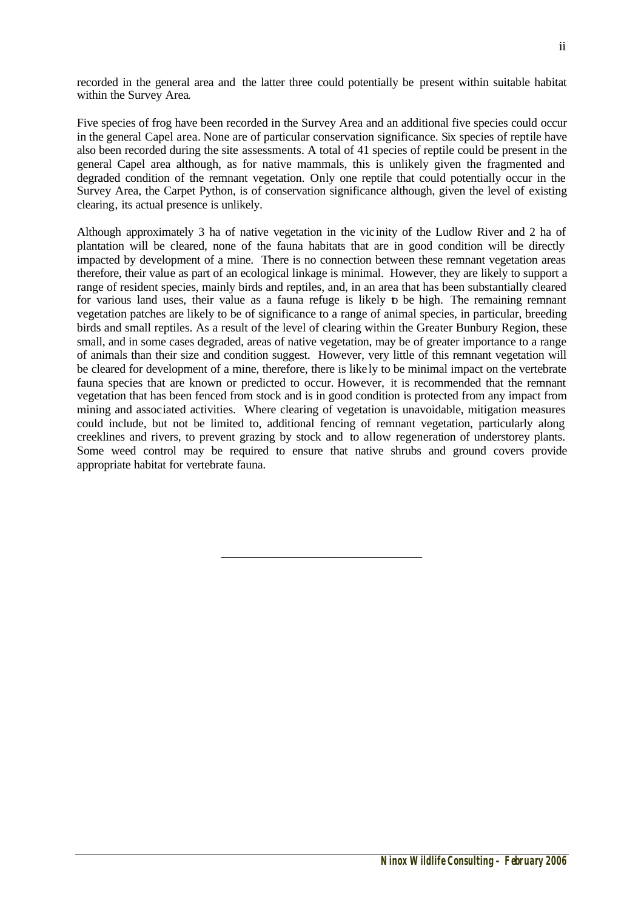recorded in the general area and the latter three could potentially be present within suitable habitat within the Survey Area.

Five species of frog have been recorded in the Survey Area and an additional five species could occur in the general Capel area. None are of particular conservation significance. Six species of reptile have also been recorded during the site assessments. A total of 41 species of reptile could be present in the general Capel area although, as for native mammals, this is unlikely given the fragmented and degraded condition of the remnant vegetation. Only one reptile that could potentially occur in the Survey Area, the Carpet Python, is of conservation significance although, given the level of existing clearing, its actual presence is unlikely.

Although approximately 3 ha of native vegetation in the vicinity of the Ludlow River and 2 ha of plantation will be cleared, none of the fauna habitats that are in good condition will be directly impacted by development of a mine. There is no connection between these remnant vegetation areas therefore, their value as part of an ecological linkage is minimal. However, they are likely to support a range of resident species, mainly birds and reptiles, and, in an area that has been substantially cleared for various land uses, their value as a fauna refuge is likely to be high. The remaining remnant vegetation patches are likely to be of significance to a range of animal species, in particular, breeding birds and small reptiles. As a result of the level of clearing within the Greater Bunbury Region, these small, and in some cases degraded, areas of native vegetation, may be of greater importance to a range of animals than their size and condition suggest. However, very little of this remnant vegetation will be cleared for development of a mine, therefore, there is likely to be minimal impact on the vertebrate fauna species that are known or predicted to occur. However, it is recommended that the remnant vegetation that has been fenced from stock and is in good condition is protected from any impact from mining and associated activities. Where clearing of vegetation is unavoidable, mitigation measures could include, but not be limited to, additional fencing of remnant vegetation, particularly along creeklines and rivers, to prevent grazing by stock and to allow regeneration of understorey plants. Some weed control may be required to ensure that native shrubs and ground covers provide appropriate habitat for vertebrate fauna.

---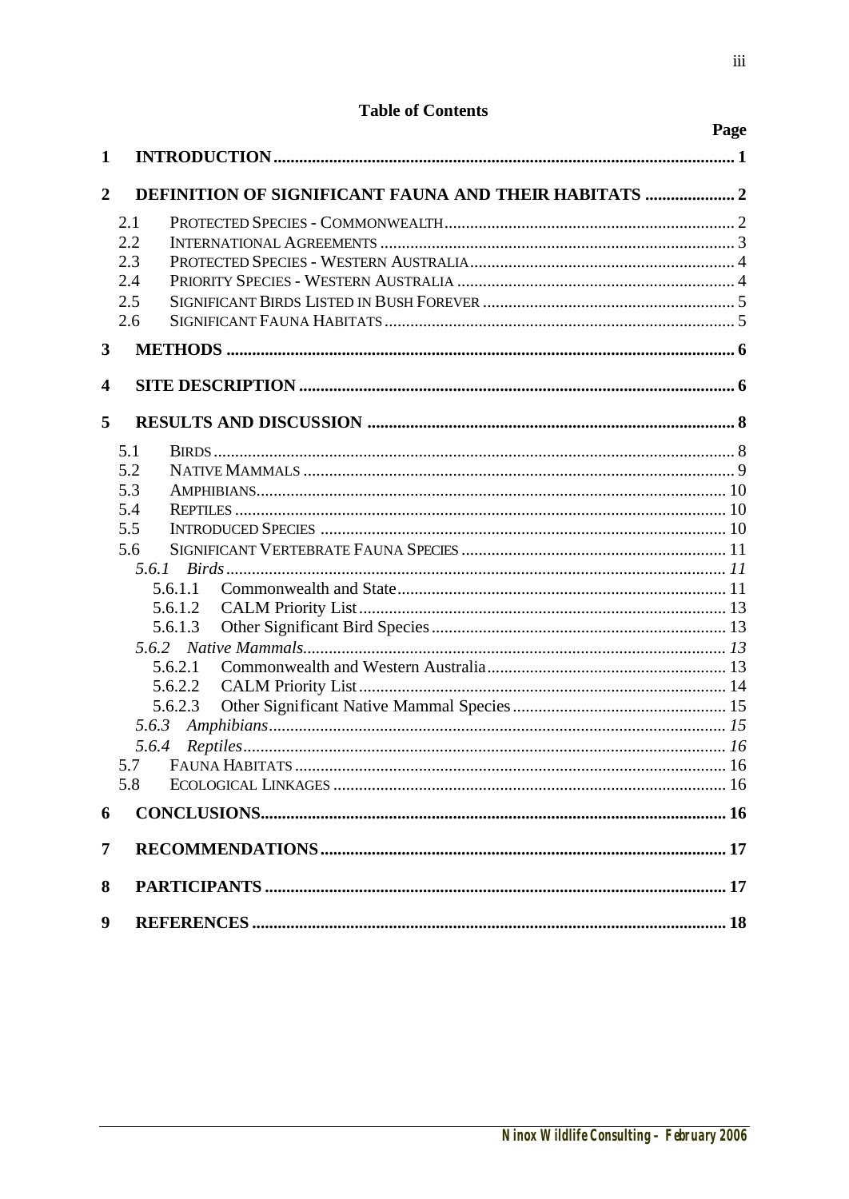# Table of Contents

| | | Page |
|---|---|---|
| **1** | **INTRODUCTION** | **1** |
| **2** | **DEFINITION OF SIGNIFICANT FAUNA AND THEIR HABITATS** | **2** |
| 2.1 | PROTECTED SPECIES - COMMONWEALTH | 2 |
| 2.2 | INTERNATIONAL AGREEMENTS | 3 |
| 2.3 | PROTECTED SPECIES - WESTERN AUSTRALIA | 4 |
| 2.4 | PRIORITY SPECIES - WESTERN AUSTRALIA | 4 |
| 2.5 | SIGNIFICANT BIRDS LISTED IN BUSH FOREVER | 5 |
| 2.6 | SIGNIFICANT FAUNA HABITATS | 5 |
| **3** | **METHODS** | **6** |
| **4** | **SITE DESCRIPTION** | **6** |
| **5** | **RESULTS AND DISCUSSION** | **8** |
| 5.1 | BIRDS | 8 |
| 5.2 | NATIVE MAMMALS | 9 |
| 5.3 | AMPHIBIANS | 10 |
| 5.4 | REPTILES | 10 |
| 5.5 | INTRODUCED SPECIES | 10 |
| 5.6 | SIGNIFICANT VERTEBRATE FAUNA SPECIES | 11 |
| *5.6.1* | *Birds* | *11* |
| 5.6.1.1 | Commonwealth and State | 11 |
| 5.6.1.2 | CALM Priority List | 13 |
| 5.6.1.3 | Other Significant Bird Species | 13 |
| *5.6.2* | *Native Mammals* | *13* |
| 5.6.2.1 | Commonwealth and Western Australia | 13 |
| 5.6.2.2 | CALM Priority List | 14 |
| 5.6.2.3 | Other Significant Native Mammal Species | 15 |
| *5.6.3* | *Amphibians* | *15* |
| *5.6.4* | *Reptiles* | *16* |
| 5.7 | FAUNA HABITATS | 16 |
| 5.8 | ECOLOGICAL LINKAGES | 16 |
| **6** | **CONCLUSIONS** | **16** |
| **7** | **RECOMMENDATIONS** | **17** |
| **8** | **PARTICIPANTS** | **17** |
| **9** | **REFERENCES** | **18** |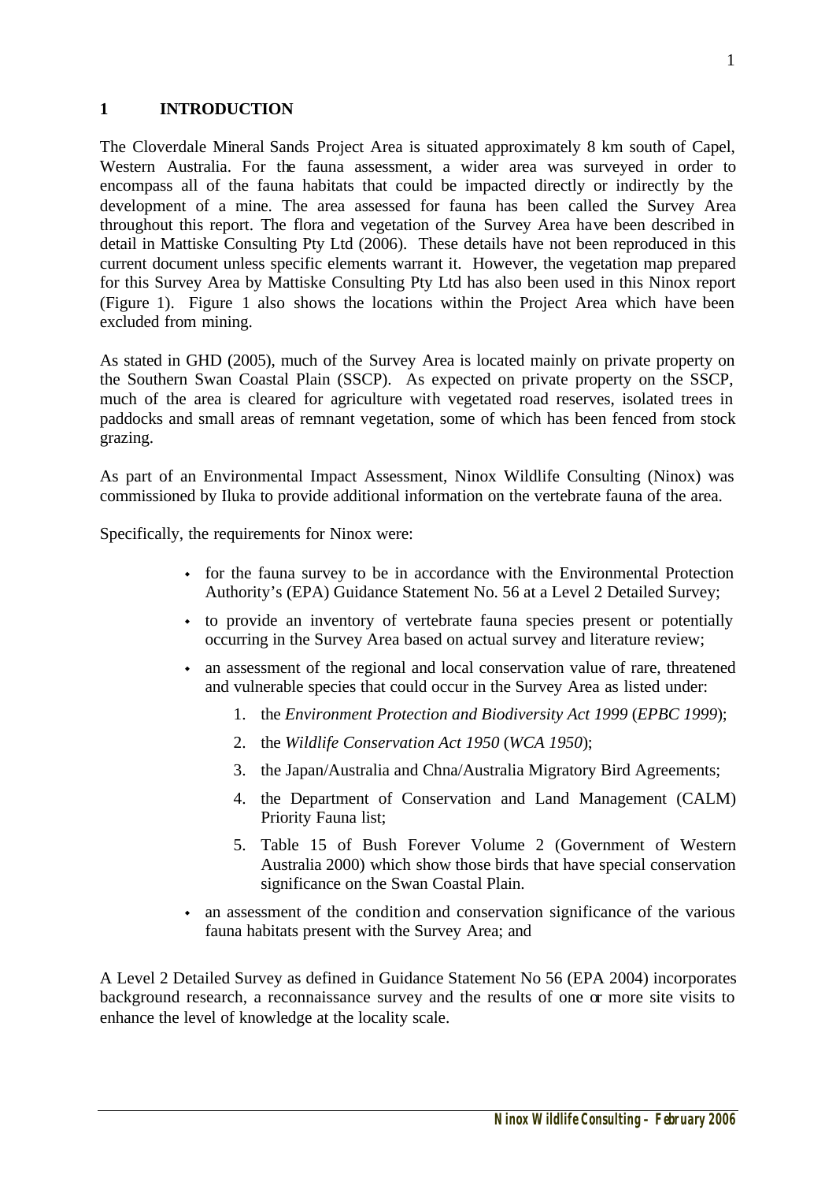# 1 INTRODUCTION

The Cloverdale Mineral Sands Project Area is situated approximately 8 km south of Capel, Western Australia. For the fauna assessment, a wider area was surveyed in order to encompass all of the fauna habitats that could be impacted directly or indirectly by the development of a mine. The area assessed for fauna has been called the Survey Area throughout this report. The flora and vegetation of the Survey Area have been described in detail in Mattiske Consulting Pty Ltd (2006). These details have not been reproduced in this current document unless specific elements warrant it. However, the vegetation map prepared for this Survey Area by Mattiske Consulting Pty Ltd has also been used in this Ninox report (Figure 1). Figure 1 also shows the locations within the Project Area which have been excluded from mining.

As stated in GHD (2005), much of the Survey Area is located mainly on private property on the Southern Swan Coastal Plain (SSCP). As expected on private property on the SSCP, much of the area is cleared for agriculture with vegetated road reserves, isolated trees in paddocks and small areas of remnant vegetation, some of which has been fenced from stock grazing.

As part of an Environmental Impact Assessment, Ninox Wildlife Consulting (Ninox) was commissioned by Iluka to provide additional information on the vertebrate fauna of the area.

Specifically, the requirements for Ninox were:

- for the fauna survey to be in accordance with the Environmental Protection Authority's (EPA) Guidance Statement No. 56 at a Level 2 Detailed Survey;
- to provide an inventory of vertebrate fauna species present or potentially occurring in the Survey Area based on actual survey and literature review;
- an assessment of the regional and local conservation value of rare, threatened and vulnerable species that could occur in the Survey Area as listed under:
  1. the *Environment Protection and Biodiversity Act 1999* (*EPBC 1999*);
  2. the *Wildlife Conservation Act 1950* (*WCA 1950*);
  3. the Japan/Australia and Chna/Australia Migratory Bird Agreements;
  4. the Department of Conservation and Land Management (CALM) Priority Fauna list;
  5. Table 15 of Bush Forever Volume 2 (Government of Western Australia 2000) which show those birds that have special conservation significance on the Swan Coastal Plain.
- an assessment of the condition and conservation significance of the various fauna habitats present with the Survey Area; and

A Level 2 Detailed Survey as defined in Guidance Statement No 56 (EPA 2004) incorporates background research, a reconnaissance survey and the results of one or more site visits to enhance the level of knowledge at the locality scale.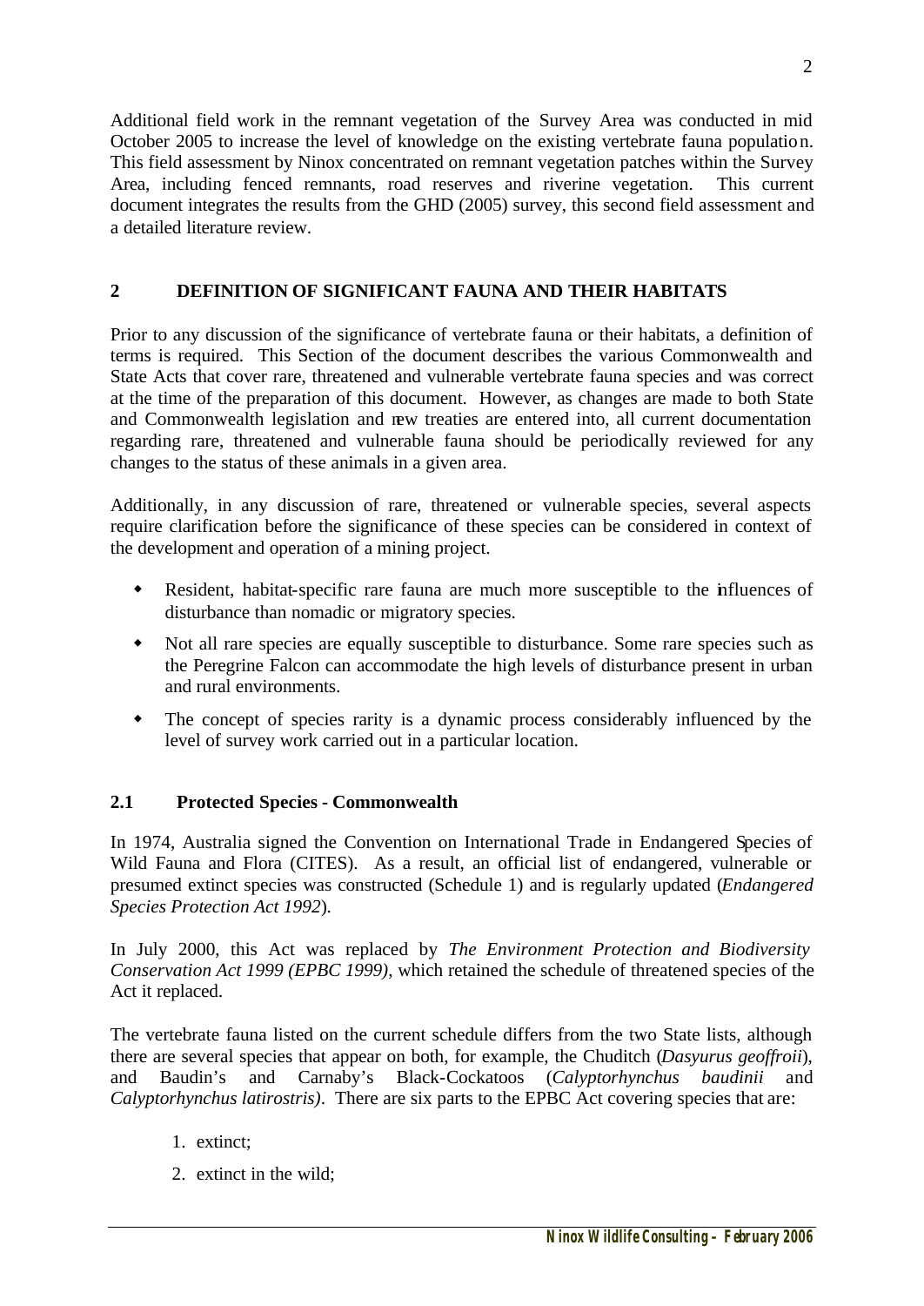Additional field work in the remnant vegetation of the Survey Area was conducted in mid October 2005 to increase the level of knowledge on the existing vertebrate fauna population. This field assessment by Ninox concentrated on remnant vegetation patches within the Survey Area, including fenced remnants, road reserves and riverine vegetation. This current document integrates the results from the GHD (2005) survey, this second field assessment and a detailed literature review.

## 2 DEFINITION OF SIGNIFICANT FAUNA AND THEIR HABITATS

Prior to any discussion of the significance of vertebrate fauna or their habitats, a definition of terms is required. This Section of the document describes the various Commonwealth and State Acts that cover rare, threatened and vulnerable vertebrate fauna species and was correct at the time of the preparation of this document. However, as changes are made to both State and Commonwealth legislation and new treaties are entered into, all current documentation regarding rare, threatened and vulnerable fauna should be periodically reviewed for any changes to the status of these animals in a given area.

Additionally, in any discussion of rare, threatened or vulnerable species, several aspects require clarification before the significance of these species can be considered in context of the development and operation of a mining project.

- Resident, habitat-specific rare fauna are much more susceptible to the influences of disturbance than nomadic or migratory species.
- Not all rare species are equally susceptible to disturbance. Some rare species such as the Peregrine Falcon can accommodate the high levels of disturbance present in urban and rural environments.
- The concept of species rarity is a dynamic process considerably influenced by the level of survey work carried out in a particular location.

### 2.1 Protected Species - Commonwealth

In 1974, Australia signed the Convention on International Trade in Endangered Species of Wild Fauna and Flora (CITES). As a result, an official list of endangered, vulnerable or presumed extinct species was constructed (Schedule 1) and is regularly updated (*Endangered Species Protection Act 1992*).

In July 2000, this Act was replaced by *The Environment Protection and Biodiversity Conservation Act 1999 (EPBC 1999)*, which retained the schedule of threatened species of the Act it replaced.

The vertebrate fauna listed on the current schedule differs from the two State lists, although there are several species that appear on both, for example, the Chuditch (*Dasyurus geoffroii*), and Baudin's and Carnaby's Black-Cockatoos (*Calyptorhynchus baudinii* and *Calyptorhynchus latirostris)*. There are six parts to the EPBC Act covering species that are:

1. extinct;
2. extinct in the wild;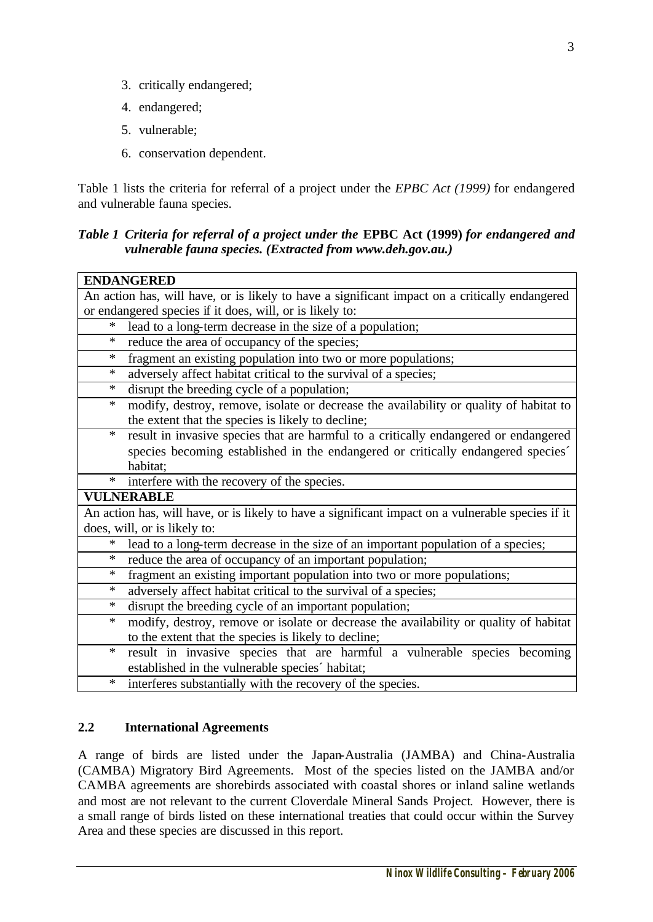3. critically endangered;
4. endangered;
5. vulnerable;
6. conservation dependent.

Table 1 lists the criteria for referral of a project under the *EPBC Act (1999)* for endangered and vulnerable fauna species.

***Table 1 Criteria for referral of a project under the* EPBC Act (1999) *for endangered and vulnerable fauna species. (Extracted from www.deh.gov.au.)***

| **ENDANGERED** |
|---|
| An action has, will have, or is likely to have a significant impact on a critically endangered or endangered species if it does, will, or is likely to: |
| * lead to a long-term decrease in the size of a population; |
| * reduce the area of occupancy of the species; |
| * fragment an existing population into two or more populations; |
| * adversely affect habitat critical to the survival of a species; |
| * disrupt the breeding cycle of a population; |
| * modify, destroy, remove, isolate or decrease the availability or quality of habitat to the extent that the species is likely to decline; |
| * result in invasive species that are harmful to a critically endangered or endangered species becoming established in the endangered or critically endangered species´ habitat; |
| * interfere with the recovery of the species. |
| **VULNERABLE** |
| An action has, will have, or is likely to have a significant impact on a vulnerable species if it does, will, or is likely to: |
| * lead to a long-term decrease in the size of an important population of a species; |
| * reduce the area of occupancy of an important population; |
| * fragment an existing important population into two or more populations; |
| * adversely affect habitat critical to the survival of a species; |
| * disrupt the breeding cycle of an important population; |
| * modify, destroy, remove or isolate or decrease the availability or quality of habitat to the extent that the species is likely to decline; |
| * result in invasive species that are harmful a vulnerable species becoming established in the vulnerable species´ habitat; |
| * interferes substantially with the recovery of the species. |

## 2.2 International Agreements

A range of birds are listed under the Japan-Australia (JAMBA) and China-Australia (CAMBA) Migratory Bird Agreements. Most of the species listed on the JAMBA and/or CAMBA agreements are shorebirds associated with coastal shores or inland saline wetlands and most are not relevant to the current Cloverdale Mineral Sands Project. However, there is a small range of birds listed on these international treaties that could occur within the Survey Area and these species are discussed in this report.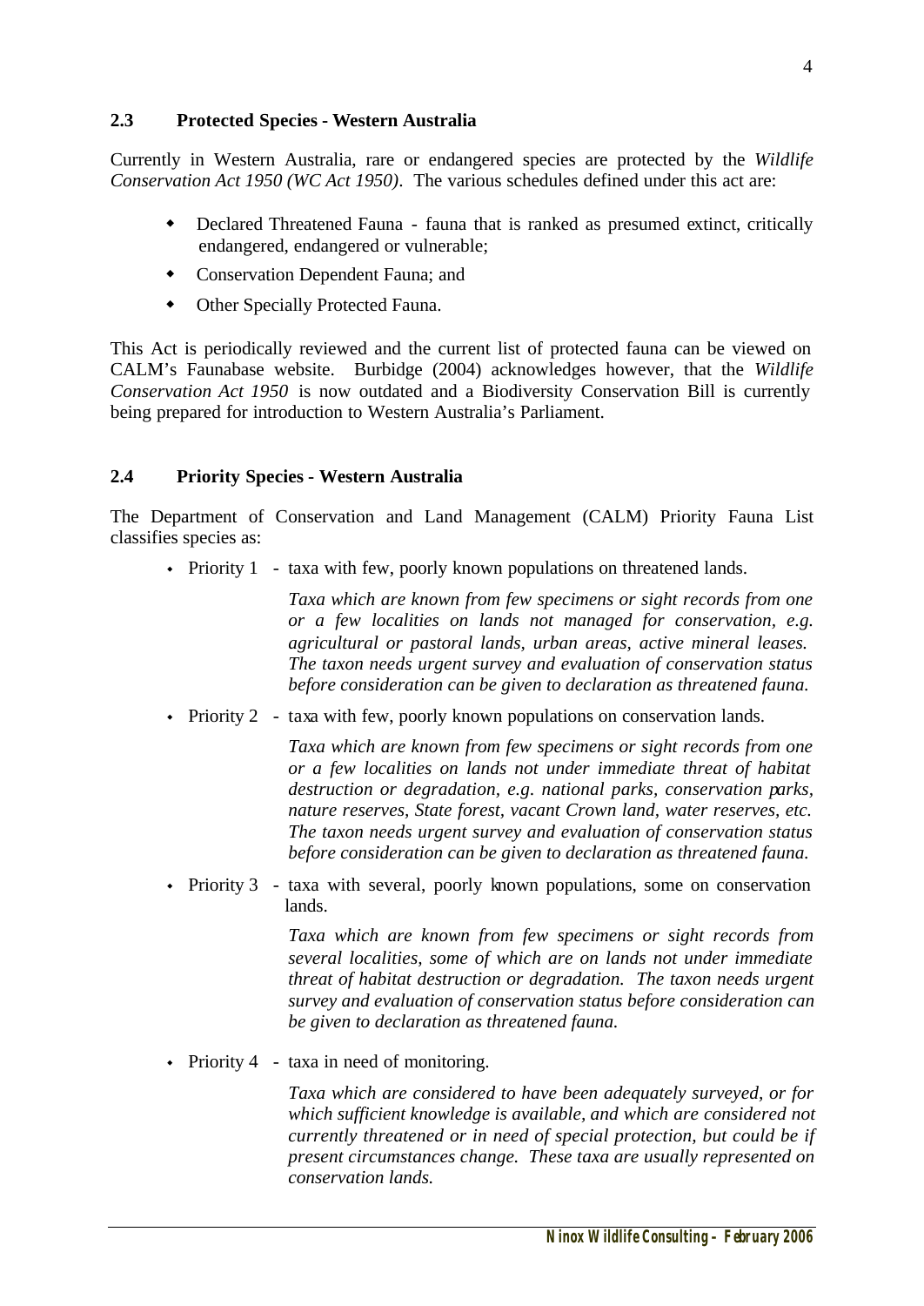### 2.3 Protected Species - Western Australia

Currently in Western Australia, rare or endangered species are protected by the *Wildlife Conservation Act 1950 (WC Act 1950)*. The various schedules defined under this act are:

- Declared Threatened Fauna - fauna that is ranked as presumed extinct, critically endangered, endangered or vulnerable;
- Conservation Dependent Fauna; and
- Other Specially Protected Fauna.

This Act is periodically reviewed and the current list of protected fauna can be viewed on CALM's Faunabase website. Burbidge (2004) acknowledges however, that the *Wildlife Conservation Act 1950* is now outdated and a Biodiversity Conservation Bill is currently being prepared for introduction to Western Australia's Parliament.

### 2.4 Priority Species - Western Australia

The Department of Conservation and Land Management (CALM) Priority Fauna List classifies species as:

- Priority 1 - taxa with few, poorly known populations on threatened lands.

  *Taxa which are known from few specimens or sight records from one or a few localities on lands not managed for conservation, e.g. agricultural or pastoral lands, urban areas, active mineral leases. The taxon needs urgent survey and evaluation of conservation status before consideration can be given to declaration as threatened fauna.*

- Priority 2 - taxa with few, poorly known populations on conservation lands.

  *Taxa which are known from few specimens or sight records from one or a few localities on lands not under immediate threat of habitat destruction or degradation, e.g. national parks, conservation parks, nature reserves, State forest, vacant Crown land, water reserves, etc. The taxon needs urgent survey and evaluation of conservation status before consideration can be given to declaration as threatened fauna.*

- Priority 3 - taxa with several, poorly known populations, some on conservation lands.

  *Taxa which are known from few specimens or sight records from several localities, some of which are on lands not under immediate threat of habitat destruction or degradation. The taxon needs urgent survey and evaluation of conservation status before consideration can be given to declaration as threatened fauna.*

- Priority 4 - taxa in need of monitoring.

  *Taxa which are considered to have been adequately surveyed, or for which sufficient knowledge is available, and which are considered not currently threatened or in need of special protection, but could be if present circumstances change. These taxa are usually represented on conservation lands.*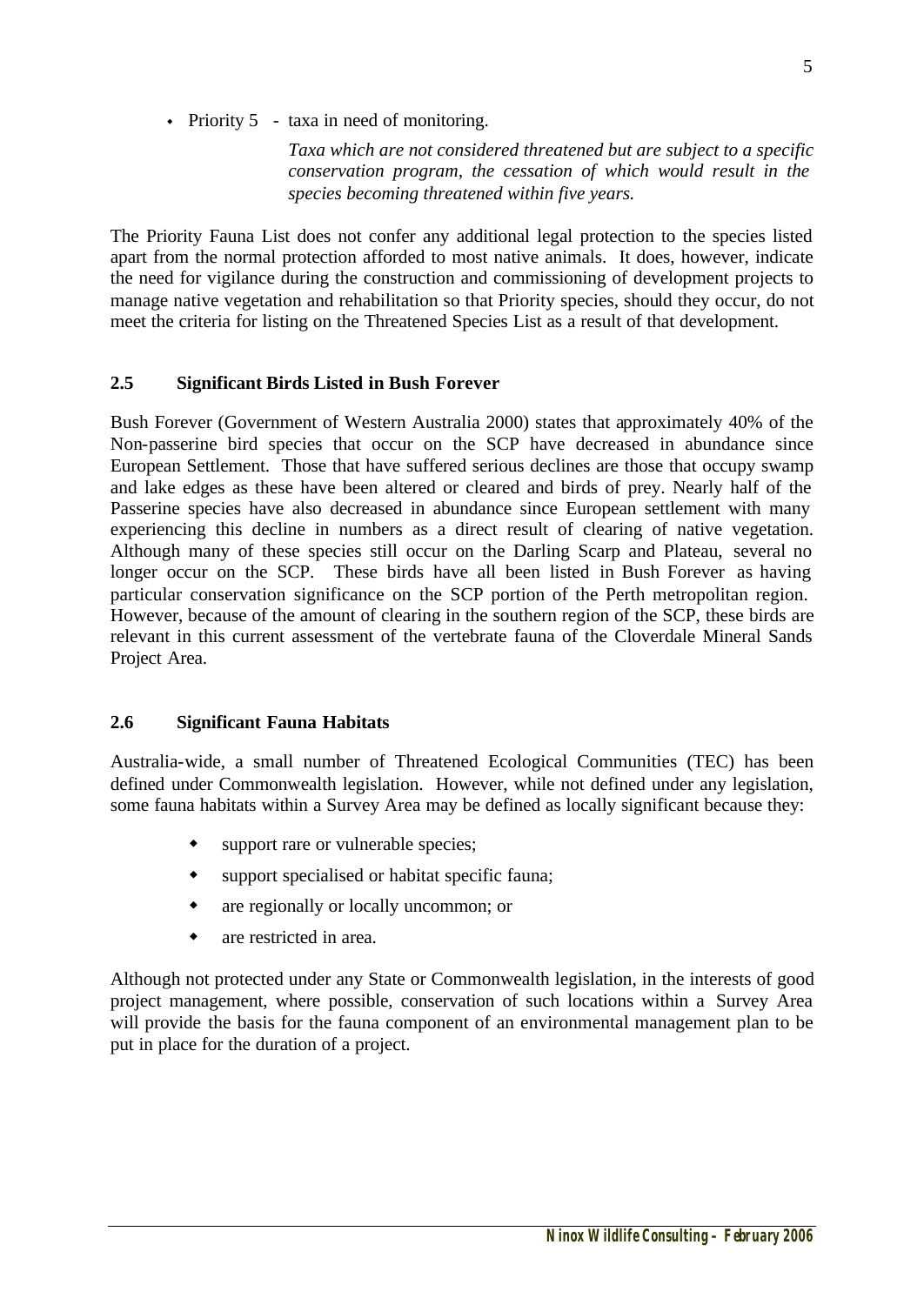- Priority 5 - taxa in need of monitoring.

  *Taxa which are not considered threatened but are subject to a specific conservation program, the cessation of which would result in the species becoming threatened within five years.*

The Priority Fauna List does not confer any additional legal protection to the species listed apart from the normal protection afforded to most native animals. It does, however, indicate the need for vigilance during the construction and commissioning of development projects to manage native vegetation and rehabilitation so that Priority species, should they occur, do not meet the criteria for listing on the Threatened Species List as a result of that development.

### 2.5 Significant Birds Listed in Bush Forever

Bush Forever (Government of Western Australia 2000) states that approximately 40% of the Non-passerine bird species that occur on the SCP have decreased in abundance since European Settlement. Those that have suffered serious declines are those that occupy swamp and lake edges as these have been altered or cleared and birds of prey. Nearly half of the Passerine species have also decreased in abundance since European settlement with many experiencing this decline in numbers as a direct result of clearing of native vegetation. Although many of these species still occur on the Darling Scarp and Plateau, several no longer occur on the SCP. These birds have all been listed in Bush Forever as having particular conservation significance on the SCP portion of the Perth metropolitan region. However, because of the amount of clearing in the southern region of the SCP, these birds are relevant in this current assessment of the vertebrate fauna of the Cloverdale Mineral Sands Project Area.

### 2.6 Significant Fauna Habitats

Australia-wide, a small number of Threatened Ecological Communities (TEC) has been defined under Commonwealth legislation. However, while not defined under any legislation, some fauna habitats within a Survey Area may be defined as locally significant because they:

- support rare or vulnerable species;
- support specialised or habitat specific fauna;
- are regionally or locally uncommon; or
- are restricted in area.

Although not protected under any State or Commonwealth legislation, in the interests of good project management, where possible, conservation of such locations within a Survey Area will provide the basis for the fauna component of an environmental management plan to be put in place for the duration of a project.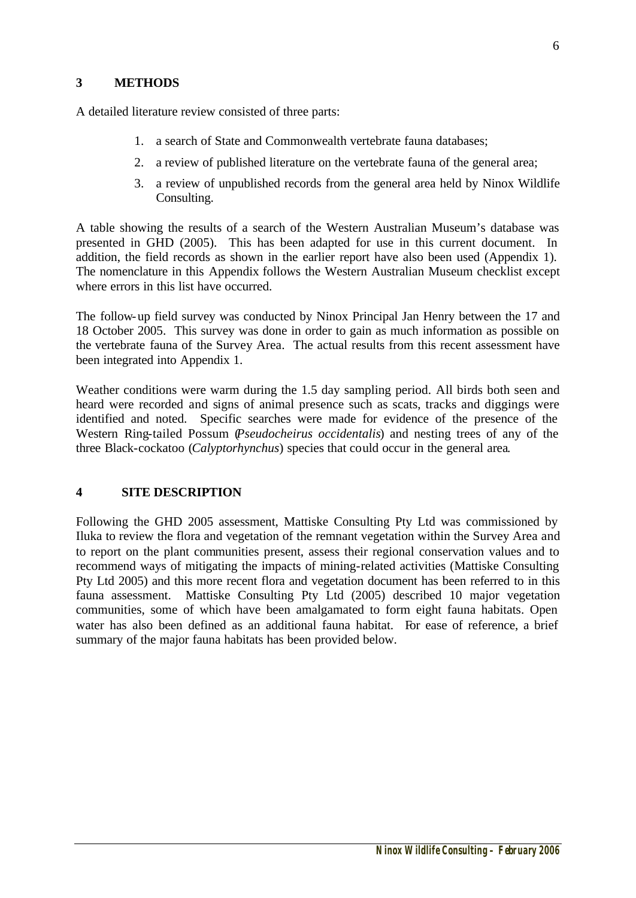## 3 METHODS

A detailed literature review consisted of three parts:

1. a search of State and Commonwealth vertebrate fauna databases;
2. a review of published literature on the vertebrate fauna of the general area;
3. a review of unpublished records from the general area held by Ninox Wildlife Consulting.

A table showing the results of a search of the Western Australian Museum's database was presented in GHD (2005). This has been adapted for use in this current document. In addition, the field records as shown in the earlier report have also been used (Appendix 1). The nomenclature in this Appendix follows the Western Australian Museum checklist except where errors in this list have occurred.

The follow-up field survey was conducted by Ninox Principal Jan Henry between the 17 and 18 October 2005. This survey was done in order to gain as much information as possible on the vertebrate fauna of the Survey Area. The actual results from this recent assessment have been integrated into Appendix 1.

Weather conditions were warm during the 1.5 day sampling period. All birds both seen and heard were recorded and signs of animal presence such as scats, tracks and diggings were identified and noted. Specific searches were made for evidence of the presence of the Western Ring-tailed Possum (*Pseudocheirus occidentalis*) and nesting trees of any of the three Black-cockatoo (*Calyptorhynchus*) species that could occur in the general area.

## 4 SITE DESCRIPTION

Following the GHD 2005 assessment, Mattiske Consulting Pty Ltd was commissioned by Iluka to review the flora and vegetation of the remnant vegetation within the Survey Area and to report on the plant communities present, assess their regional conservation values and to recommend ways of mitigating the impacts of mining-related activities (Mattiske Consulting Pty Ltd 2005) and this more recent flora and vegetation document has been referred to in this fauna assessment. Mattiske Consulting Pty Ltd (2005) described 10 major vegetation communities, some of which have been amalgamated to form eight fauna habitats. Open water has also been defined as an additional fauna habitat. For ease of reference, a brief summary of the major fauna habitats has been provided below.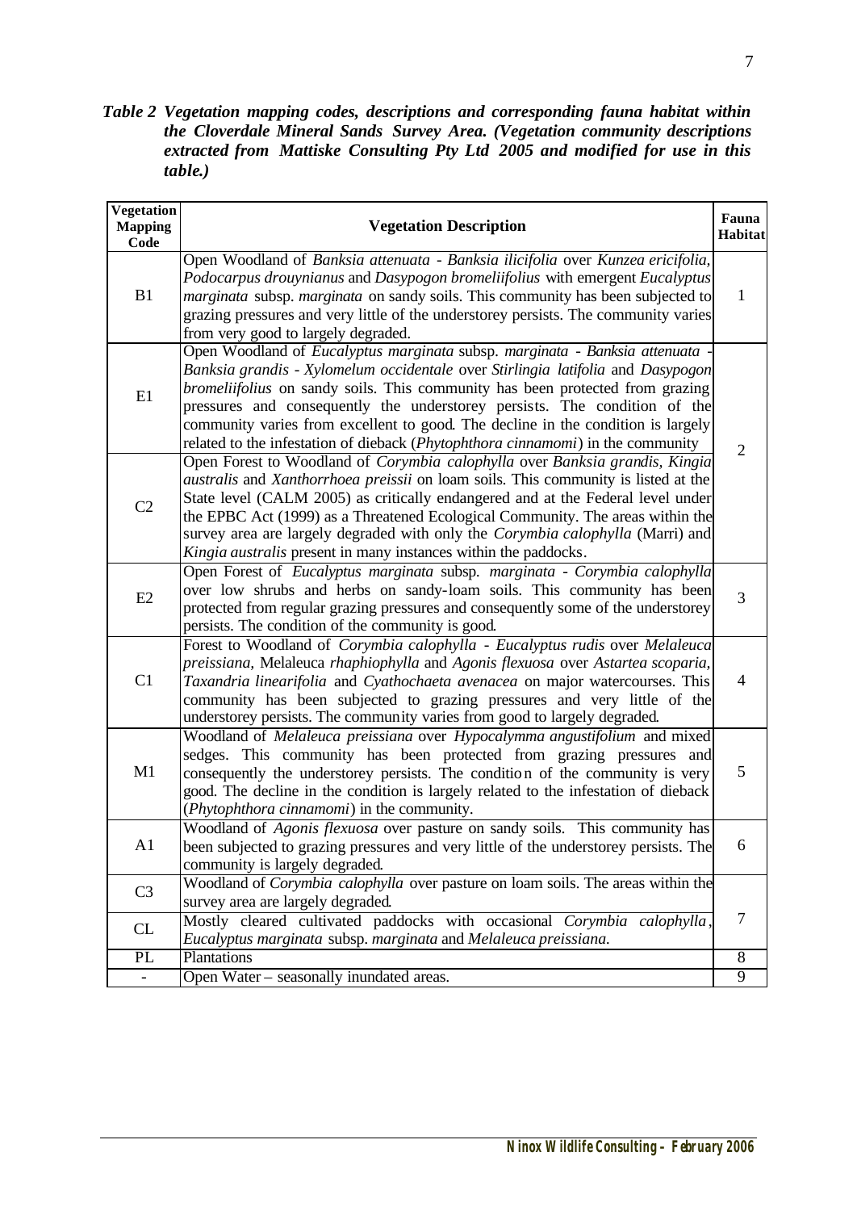***Table 2 Vegetation mapping codes, descriptions and corresponding fauna habitat within the Cloverdale Mineral Sands Survey Area. (Vegetation community descriptions extracted from Mattiske Consulting Pty Ltd 2005 and modified for use in this table.)***

| Vegetation Mapping Code | Vegetation Description | Fauna Habitat |
|---|---|---|
| B1 | Open Woodland of *Banksia attenuata - Banksia ilicifolia* over *Kunzea ericifolia, Podocarpus drouynianus* and *Dasypogon bromeliifolius* with emergent *Eucalyptus marginata* subsp. *marginata* on sandy soils. This community has been subjected to grazing pressures and very little of the understorey persists. The community varies from very good to largely degraded. | 1 |
| E1 | Open Woodland of *Eucalyptus marginata* subsp. *marginata - Banksia attenuata - Banksia grandis - Xylomelum occidentale* over *Stirlingia latifolia* and *Dasypogon bromeliifolius* on sandy soils. This community has been protected from grazing pressures and consequently the understorey persists. The condition of the community varies from excellent to good. The decline in the condition is largely related to the infestation of dieback (*Phytophthora cinnamomi*) in the community | 2 |
| C2 | Open Forest to Woodland of *Corymbia calophylla* over *Banksia grandis, Kingia australis* and *Xanthorrhoea preissii* on loam soils. This community is listed at the State level (CALM 2005) as critically endangered and at the Federal level under the EPBC Act (1999) as a Threatened Ecological Community. The areas within the survey area are largely degraded with only the *Corymbia calophylla* (Marri) and *Kingia australis* present in many instances within the paddocks. | |
| E2 | Open Forest of *Eucalyptus marginata* subsp. *marginata - Corymbia calophylla* over low shrubs and herbs on sandy-loam soils. This community has been protected from regular grazing pressures and consequently some of the understorey persists. The condition of the community is good. | 3 |
| C1 | Forest to Woodland of *Corymbia calophylla - Eucalyptus rudis* over *Melaleuca preissiana,* Melaleuca *rhaphiophylla* and *Agonis flexuosa* over *Astartea scoparia, Taxandria linearifolia* and *Cyathochaeta avenacea* on major watercourses. This community has been subjected to grazing pressures and very little of the understorey persists. The community varies from good to largely degraded. | 4 |
| M1 | Woodland of *Melaleuca preissiana* over *Hypocalymma angustifolium* and mixed sedges. This community has been protected from grazing pressures and consequently the understorey persists. The condition of the community is very good. The decline in the condition is largely related to the infestation of dieback (*Phytophthora cinnamomi*) in the community. | 5 |
| A1 | Woodland of *Agonis flexuosa* over pasture on sandy soils. This community has been subjected to grazing pressures and very little of the understorey persists. The community is largely degraded. | 6 |
| C3 | Woodland of *Corymbia calophylla* over pasture on loam soils. The areas within the survey area are largely degraded. | 7 |
| CL | Mostly cleared cultivated paddocks with occasional *Corymbia calophylla, Eucalyptus marginata* subsp. *marginata* and *Melaleuca preissiana.* | |
| PL | Plantations | 8 |
| - | Open Water – seasonally inundated areas. | 9 |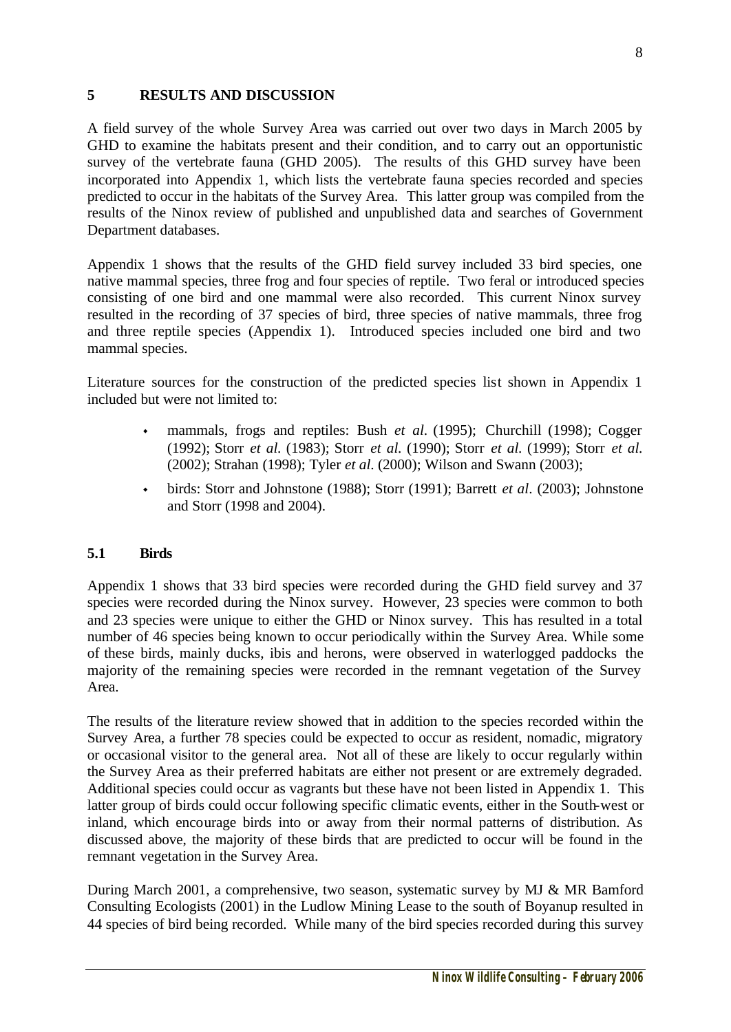## 5 RESULTS AND DISCUSSION

A field survey of the whole Survey Area was carried out over two days in March 2005 by GHD to examine the habitats present and their condition, and to carry out an opportunistic survey of the vertebrate fauna (GHD 2005). The results of this GHD survey have been incorporated into Appendix 1, which lists the vertebrate fauna species recorded and species predicted to occur in the habitats of the Survey Area. This latter group was compiled from the results of the Ninox review of published and unpublished data and searches of Government Department databases.

Appendix 1 shows that the results of the GHD field survey included 33 bird species, one native mammal species, three frog and four species of reptile. Two feral or introduced species consisting of one bird and one mammal were also recorded. This current Ninox survey resulted in the recording of 37 species of bird, three species of native mammals, three frog and three reptile species (Appendix 1). Introduced species included one bird and two mammal species.

Literature sources for the construction of the predicted species list shown in Appendix 1 included but were not limited to:

- mammals, frogs and reptiles: Bush *et al.* (1995); Churchill (1998); Cogger (1992); Storr *et al.* (1983); Storr *et al.* (1990); Storr *et al.* (1999); Storr *et al.* (2002); Strahan (1998); Tyler *et al.* (2000); Wilson and Swann (2003);
- birds: Storr and Johnstone (1988); Storr (1991); Barrett *et al.* (2003); Johnstone and Storr (1998 and 2004).

### 5.1 Birds

Appendix 1 shows that 33 bird species were recorded during the GHD field survey and 37 species were recorded during the Ninox survey. However, 23 species were common to both and 23 species were unique to either the GHD or Ninox survey. This has resulted in a total number of 46 species being known to occur periodically within the Survey Area. While some of these birds, mainly ducks, ibis and herons, were observed in waterlogged paddocks the majority of the remaining species were recorded in the remnant vegetation of the Survey Area.

The results of the literature review showed that in addition to the species recorded within the Survey Area, a further 78 species could be expected to occur as resident, nomadic, migratory or occasional visitor to the general area. Not all of these are likely to occur regularly within the Survey Area as their preferred habitats are either not present or are extremely degraded. Additional species could occur as vagrants but these have not been listed in Appendix 1. This latter group of birds could occur following specific climatic events, either in the South-west or inland, which encourage birds into or away from their normal patterns of distribution. As discussed above, the majority of these birds that are predicted to occur will be found in the remnant vegetation in the Survey Area.

During March 2001, a comprehensive, two season, systematic survey by MJ & MR Bamford Consulting Ecologists (2001) in the Ludlow Mining Lease to the south of Boyanup resulted in 44 species of bird being recorded. While many of the bird species recorded during this survey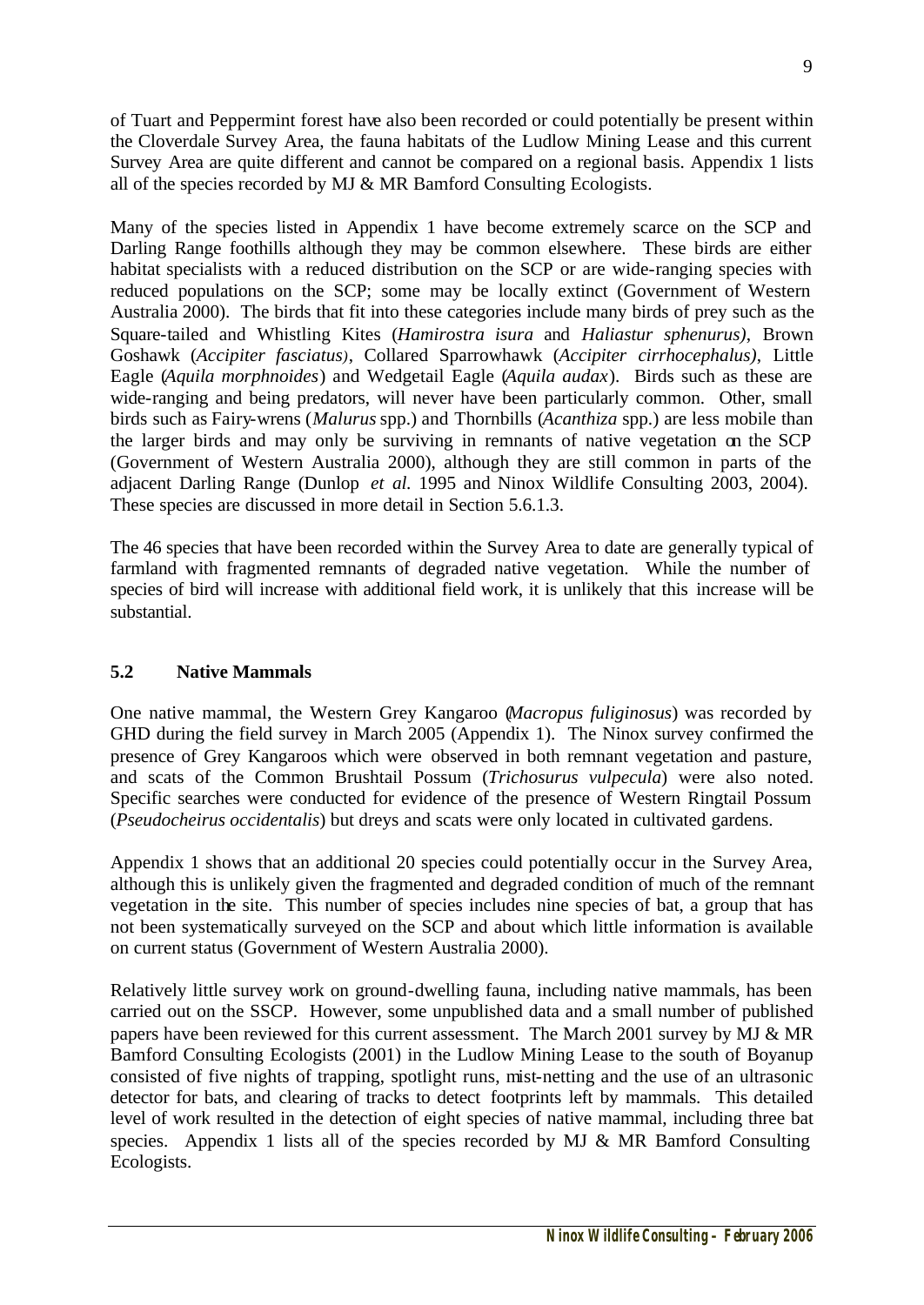of Tuart and Peppermint forest have also been recorded or could potentially be present within the Cloverdale Survey Area, the fauna habitats of the Ludlow Mining Lease and this current Survey Area are quite different and cannot be compared on a regional basis. Appendix 1 lists all of the species recorded by MJ & MR Bamford Consulting Ecologists.

Many of the species listed in Appendix 1 have become extremely scarce on the SCP and Darling Range foothills although they may be common elsewhere. These birds are either habitat specialists with a reduced distribution on the SCP or are wide-ranging species with reduced populations on the SCP; some may be locally extinct (Government of Western Australia 2000). The birds that fit into these categories include many birds of prey such as the Square-tailed and Whistling Kites (*Hamirostra isura* and *Haliastur sphenurus)*, Brown Goshawk (*Accipiter fasciatus)*, Collared Sparrowhawk (*Accipiter cirrhocephalus)*, Little Eagle (*Aquila morphnoides*) and Wedgetail Eagle (*Aquila audax*). Birds such as these are wide-ranging and being predators, will never have been particularly common. Other, small birds such as Fairy-wrens (*Malurus* spp.) and Thornbills (*Acanthiza* spp.) are less mobile than the larger birds and may only be surviving in remnants of native vegetation on the SCP (Government of Western Australia 2000), although they are still common in parts of the adjacent Darling Range (Dunlop *et al.* 1995 and Ninox Wildlife Consulting 2003, 2004). These species are discussed in more detail in Section 5.6.1.3.

The 46 species that have been recorded within the Survey Area to date are generally typical of farmland with fragmented remnants of degraded native vegetation. While the number of species of bird will increase with additional field work, it is unlikely that this increase will be substantial.

## 5.2 Native Mammals

One native mammal, the Western Grey Kangaroo (*Macropus fuliginosus*) was recorded by GHD during the field survey in March 2005 (Appendix 1). The Ninox survey confirmed the presence of Grey Kangaroos which were observed in both remnant vegetation and pasture, and scats of the Common Brushtail Possum (*Trichosurus vulpecula*) were also noted. Specific searches were conducted for evidence of the presence of Western Ringtail Possum (*Pseudocheirus occidentalis*) but dreys and scats were only located in cultivated gardens.

Appendix 1 shows that an additional 20 species could potentially occur in the Survey Area, although this is unlikely given the fragmented and degraded condition of much of the remnant vegetation in the site. This number of species includes nine species of bat, a group that has not been systematically surveyed on the SCP and about which little information is available on current status (Government of Western Australia 2000).

Relatively little survey work on ground-dwelling fauna, including native mammals, has been carried out on the SSCP. However, some unpublished data and a small number of published papers have been reviewed for this current assessment. The March 2001 survey by MJ & MR Bamford Consulting Ecologists (2001) in the Ludlow Mining Lease to the south of Boyanup consisted of five nights of trapping, spotlight runs, mist-netting and the use of an ultrasonic detector for bats, and clearing of tracks to detect footprints left by mammals. This detailed level of work resulted in the detection of eight species of native mammal, including three bat species. Appendix 1 lists all of the species recorded by MJ & MR Bamford Consulting Ecologists.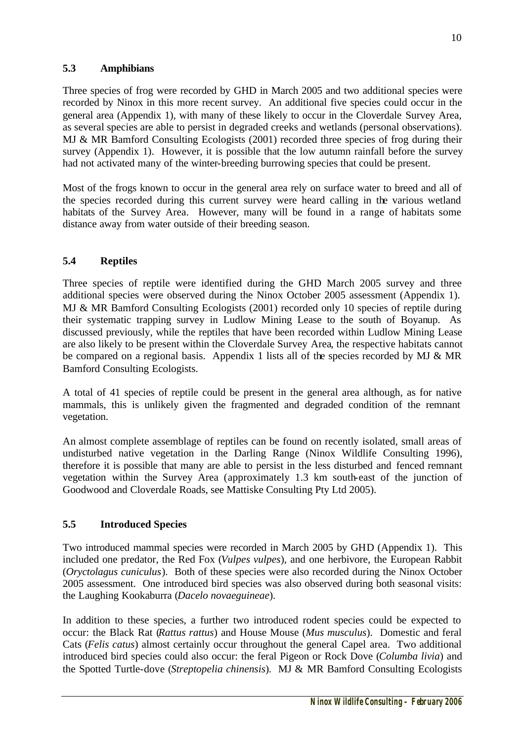### 5.3 Amphibians

Three species of frog were recorded by GHD in March 2005 and two additional species were recorded by Ninox in this more recent survey. An additional five species could occur in the general area (Appendix 1), with many of these likely to occur in the Cloverdale Survey Area, as several species are able to persist in degraded creeks and wetlands (personal observations). MJ & MR Bamford Consulting Ecologists (2001) recorded three species of frog during their survey (Appendix 1). However, it is possible that the low autumn rainfall before the survey had not activated many of the winter-breeding burrowing species that could be present.

Most of the frogs known to occur in the general area rely on surface water to breed and all of the species recorded during this current survey were heard calling in the various wetland habitats of the Survey Area. However, many will be found in a range of habitats some distance away from water outside of their breeding season.

### 5.4 Reptiles

Three species of reptile were identified during the GHD March 2005 survey and three additional species were observed during the Ninox October 2005 assessment (Appendix 1). MJ & MR Bamford Consulting Ecologists (2001) recorded only 10 species of reptile during their systematic trapping survey in Ludlow Mining Lease to the south of Boyanup. As discussed previously, while the reptiles that have been recorded within Ludlow Mining Lease are also likely to be present within the Cloverdale Survey Area, the respective habitats cannot be compared on a regional basis. Appendix 1 lists all of the species recorded by MJ & MR Bamford Consulting Ecologists.

A total of 41 species of reptile could be present in the general area although, as for native mammals, this is unlikely given the fragmented and degraded condition of the remnant vegetation.

An almost complete assemblage of reptiles can be found on recently isolated, small areas of undisturbed native vegetation in the Darling Range (Ninox Wildlife Consulting 1996), therefore it is possible that many are able to persist in the less disturbed and fenced remnant vegetation within the Survey Area (approximately 1.3 km south-east of the junction of Goodwood and Cloverdale Roads, see Mattiske Consulting Pty Ltd 2005).

### 5.5 Introduced Species

Two introduced mammal species were recorded in March 2005 by GHD (Appendix 1). This included one predator, the Red Fox (*Vulpes vulpes*), and one herbivore, the European Rabbit (*Oryctolagus cuniculus*). Both of these species were also recorded during the Ninox October 2005 assessment. One introduced bird species was also observed during both seasonal visits: the Laughing Kookaburra (*Dacelo novaeguineae*).

In addition to these species, a further two introduced rodent species could be expected to occur: the Black Rat (*Rattus rattus*) and House Mouse (*Mus musculus*). Domestic and feral Cats (*Felis catus*) almost certainly occur throughout the general Capel area. Two additional introduced bird species could also occur: the feral Pigeon or Rock Dove (*Columba livia*) and the Spotted Turtle-dove (*Streptopelia chinensis*). MJ & MR Bamford Consulting Ecologists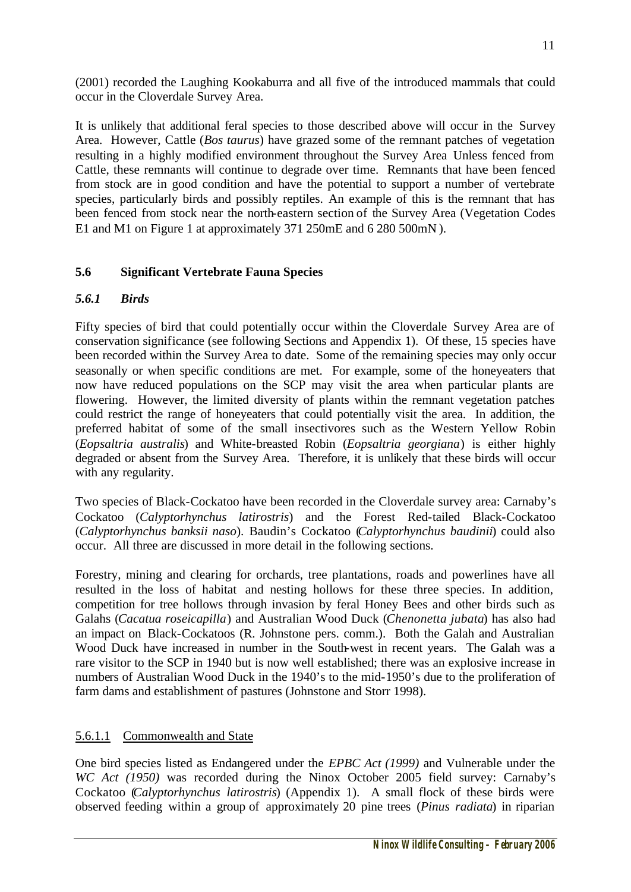(2001) recorded the Laughing Kookaburra and all five of the introduced mammals that could occur in the Cloverdale Survey Area.

It is unlikely that additional feral species to those described above will occur in the Survey Area. However, Cattle (*Bos taurus*) have grazed some of the remnant patches of vegetation resulting in a highly modified environment throughout the Survey Area Unless fenced from Cattle, these remnants will continue to degrade over time. Remnants that have been fenced from stock are in good condition and have the potential to support a number of vertebrate species, particularly birds and possibly reptiles. An example of this is the remnant that has been fenced from stock near the north-eastern section of the Survey Area (Vegetation Codes E1 and M1 on Figure 1 at approximately 371 250mE and 6 280 500mN ).

## 5.6 Significant Vertebrate Fauna Species

### *5.6.1 Birds*

Fifty species of bird that could potentially occur within the Cloverdale Survey Area are of conservation significance (see following Sections and Appendix 1). Of these, 15 species have been recorded within the Survey Area to date. Some of the remaining species may only occur seasonally or when specific conditions are met. For example, some of the honeyeaters that now have reduced populations on the SCP may visit the area when particular plants are flowering. However, the limited diversity of plants within the remnant vegetation patches could restrict the range of honeyeaters that could potentially visit the area. In addition, the preferred habitat of some of the small insectivores such as the Western Yellow Robin (*Eopsaltria australis*) and White-breasted Robin (*Eopsaltria georgiana*) is either highly degraded or absent from the Survey Area. Therefore, it is unlikely that these birds will occur with any regularity.

Two species of Black-Cockatoo have been recorded in the Cloverdale survey area: Carnaby's Cockatoo (*Calyptorhynchus latirostris*) and the Forest Red-tailed Black-Cockatoo (*Calyptorhynchus banksii naso*). Baudin's Cockatoo (*Calyptorhynchus baudinii*) could also occur. All three are discussed in more detail in the following sections.

Forestry, mining and clearing for orchards, tree plantations, roads and powerlines have all resulted in the loss of habitat and nesting hollows for these three species. In addition, competition for tree hollows through invasion by feral Honey Bees and other birds such as Galahs (*Cacatua roseicapilla*) and Australian Wood Duck (*Chenonetta jubata*) has also had an impact on Black-Cockatoos (R. Johnstone pers. comm.). Both the Galah and Australian Wood Duck have increased in number in the South-west in recent years. The Galah was a rare visitor to the SCP in 1940 but is now well established; there was an explosive increase in numbers of Australian Wood Duck in the 1940's to the mid-1950's due to the proliferation of farm dams and establishment of pastures (Johnstone and Storr 1998).

#### 5.6.1.1 Commonwealth and State

One bird species listed as Endangered under the *EPBC Act (1999)* and Vulnerable under the *WC Act (1950)* was recorded during the Ninox October 2005 field survey: Carnaby's Cockatoo (*Calyptorhynchus latirostris*) (Appendix 1). A small flock of these birds were observed feeding within a group of approximately 20 pine trees (*Pinus radiata*) in riparian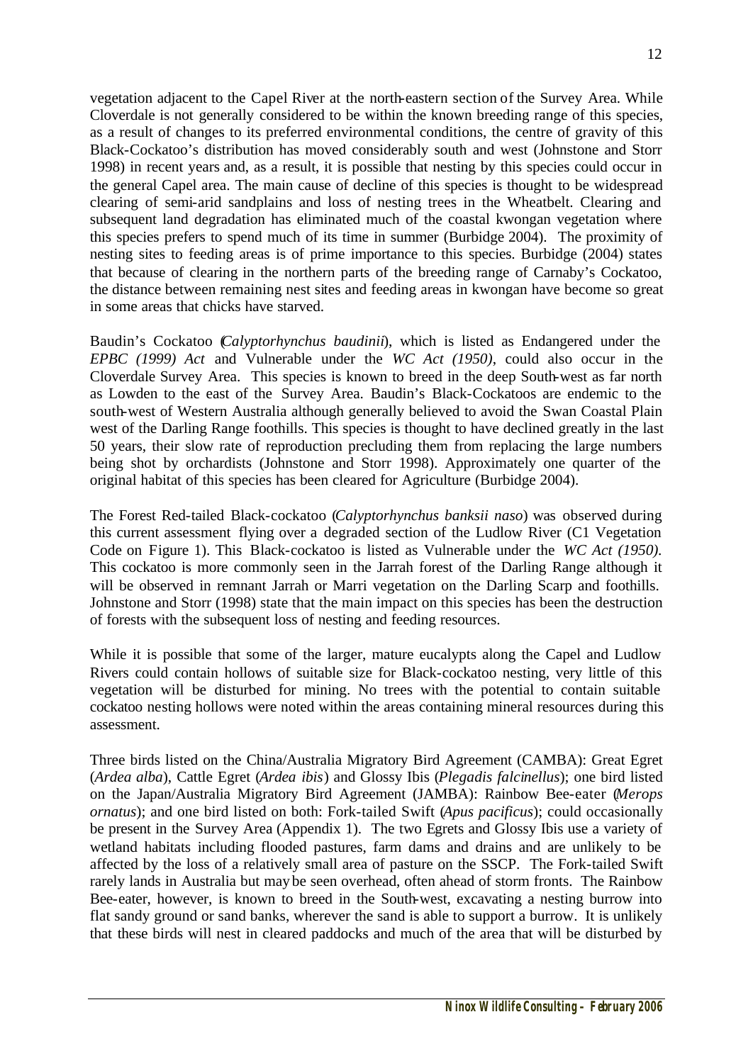vegetation adjacent to the Capel River at the north-eastern section of the Survey Area. While Cloverdale is not generally considered to be within the known breeding range of this species, as a result of changes to its preferred environmental conditions, the centre of gravity of this Black-Cockatoo's distribution has moved considerably south and west (Johnstone and Storr 1998) in recent years and, as a result, it is possible that nesting by this species could occur in the general Capel area. The main cause of decline of this species is thought to be widespread clearing of semi-arid sandplains and loss of nesting trees in the Wheatbelt. Clearing and subsequent land degradation has eliminated much of the coastal kwongan vegetation where this species prefers to spend much of its time in summer (Burbidge 2004). The proximity of nesting sites to feeding areas is of prime importance to this species. Burbidge (2004) states that because of clearing in the northern parts of the breeding range of Carnaby's Cockatoo, the distance between remaining nest sites and feeding areas in kwongan have become so great in some areas that chicks have starved.

Baudin's Cockatoo (*Calyptorhynchus baudinii*), which is listed as Endangered under the *EPBC (1999) Act* and Vulnerable under the *WC Act (1950)*, could also occur in the Cloverdale Survey Area. This species is known to breed in the deep South-west as far north as Lowden to the east of the Survey Area. Baudin's Black-Cockatoos are endemic to the south-west of Western Australia although generally believed to avoid the Swan Coastal Plain west of the Darling Range foothills. This species is thought to have declined greatly in the last 50 years, their slow rate of reproduction precluding them from replacing the large numbers being shot by orchardists (Johnstone and Storr 1998). Approximately one quarter of the original habitat of this species has been cleared for Agriculture (Burbidge 2004).

The Forest Red-tailed Black-cockatoo (*Calyptorhynchus banksii naso*) was observed during this current assessment flying over a degraded section of the Ludlow River (C1 Vegetation Code on Figure 1). This Black-cockatoo is listed as Vulnerable under the *WC Act (1950).* This cockatoo is more commonly seen in the Jarrah forest of the Darling Range although it will be observed in remnant Jarrah or Marri vegetation on the Darling Scarp and foothills. Johnstone and Storr (1998) state that the main impact on this species has been the destruction of forests with the subsequent loss of nesting and feeding resources.

While it is possible that some of the larger, mature eucalypts along the Capel and Ludlow Rivers could contain hollows of suitable size for Black-cockatoo nesting, very little of this vegetation will be disturbed for mining. No trees with the potential to contain suitable cockatoo nesting hollows were noted within the areas containing mineral resources during this assessment.

Three birds listed on the China/Australia Migratory Bird Agreement (CAMBA): Great Egret (*Ardea alba*), Cattle Egret (*Ardea ibis*) and Glossy Ibis (*Plegadis falcinellus*); one bird listed on the Japan/Australia Migratory Bird Agreement (JAMBA): Rainbow Bee-eater (*Merops ornatus*); and one bird listed on both: Fork-tailed Swift (*Apus pacificus*); could occasionally be present in the Survey Area (Appendix 1). The two Egrets and Glossy Ibis use a variety of wetland habitats including flooded pastures, farm dams and drains and are unlikely to be affected by the loss of a relatively small area of pasture on the SSCP. The Fork-tailed Swift rarely lands in Australia but may be seen overhead, often ahead of storm fronts. The Rainbow Bee-eater, however, is known to breed in the South-west, excavating a nesting burrow into flat sandy ground or sand banks, wherever the sand is able to support a burrow. It is unlikely that these birds will nest in cleared paddocks and much of the area that will be disturbed by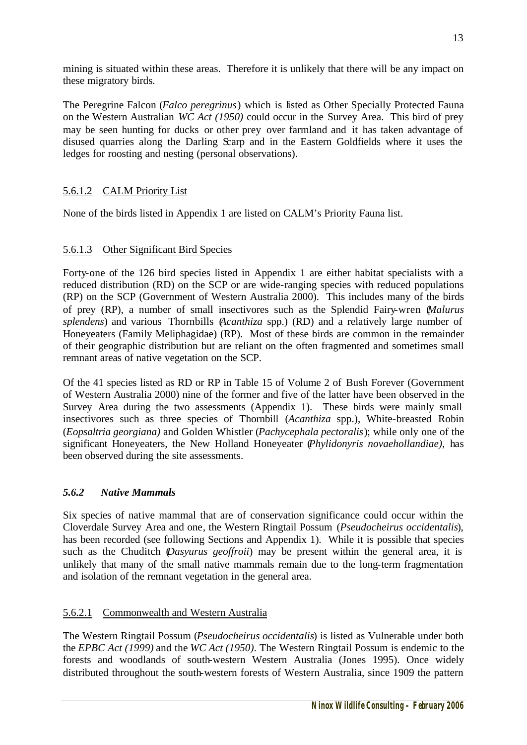mining is situated within these areas. Therefore it is unlikely that there will be any impact on these migratory birds.

The Peregrine Falcon (*Falco peregrinus*) which is listed as Other Specially Protected Fauna on the Western Australian *WC Act (1950)* could occur in the Survey Area. This bird of prey may be seen hunting for ducks or other prey over farmland and it has taken advantage of disused quarries along the Darling Scarp and in the Eastern Goldfields where it uses the ledges for roosting and nesting (personal observations).

#### 5.6.1.2 CALM Priority List

None of the birds listed in Appendix 1 are listed on CALM's Priority Fauna list.

#### 5.6.1.3 Other Significant Bird Species

Forty-one of the 126 bird species listed in Appendix 1 are either habitat specialists with a reduced distribution (RD) on the SCP or are wide-ranging species with reduced populations (RP) on the SCP (Government of Western Australia 2000). This includes many of the birds of prey (RP), a number of small insectivores such as the Splendid Fairy-wren (*Malurus splendens*) and various Thornbills (*Acanthiza* spp.) (RD) and a relatively large number of Honeyeaters (Family Meliphagidae) (RP). Most of these birds are common in the remainder of their geographic distribution but are reliant on the often fragmented and sometimes small remnant areas of native vegetation on the SCP.

Of the 41 species listed as RD or RP in Table 15 of Volume 2 of Bush Forever (Government of Western Australia 2000) nine of the former and five of the latter have been observed in the Survey Area during the two assessments (Appendix 1). These birds were mainly small insectivores such as three species of Thornbill (*Acanthiza* spp.), White-breasted Robin (*Eopsaltria georgiana)* and Golden Whistler (*Pachycephala pectoralis*); while only one of the significant Honeyeaters, the New Holland Honeyeater (*Phylidonyris novaehollandiae),* has been observed during the site assessments.

### *5.6.2 Native Mammals*

Six species of native mammal that are of conservation significance could occur within the Cloverdale Survey Area and one, the Western Ringtail Possum (*Pseudocheirus occidentalis*), has been recorded (see following Sections and Appendix 1). While it is possible that species such as the Chuditch (*Dasyurus geoffroii*) may be present within the general area, it is unlikely that many of the small native mammals remain due to the long-term fragmentation and isolation of the remnant vegetation in the general area.

#### 5.6.2.1 Commonwealth and Western Australia

The Western Ringtail Possum (*Pseudocheirus occidentalis*) is listed as Vulnerable under both the *EPBC Act (1999)* and the *WC Act (1950)*. The Western Ringtail Possum is endemic to the forests and woodlands of south-western Western Australia (Jones 1995). Once widely distributed throughout the south-western forests of Western Australia, since 1909 the pattern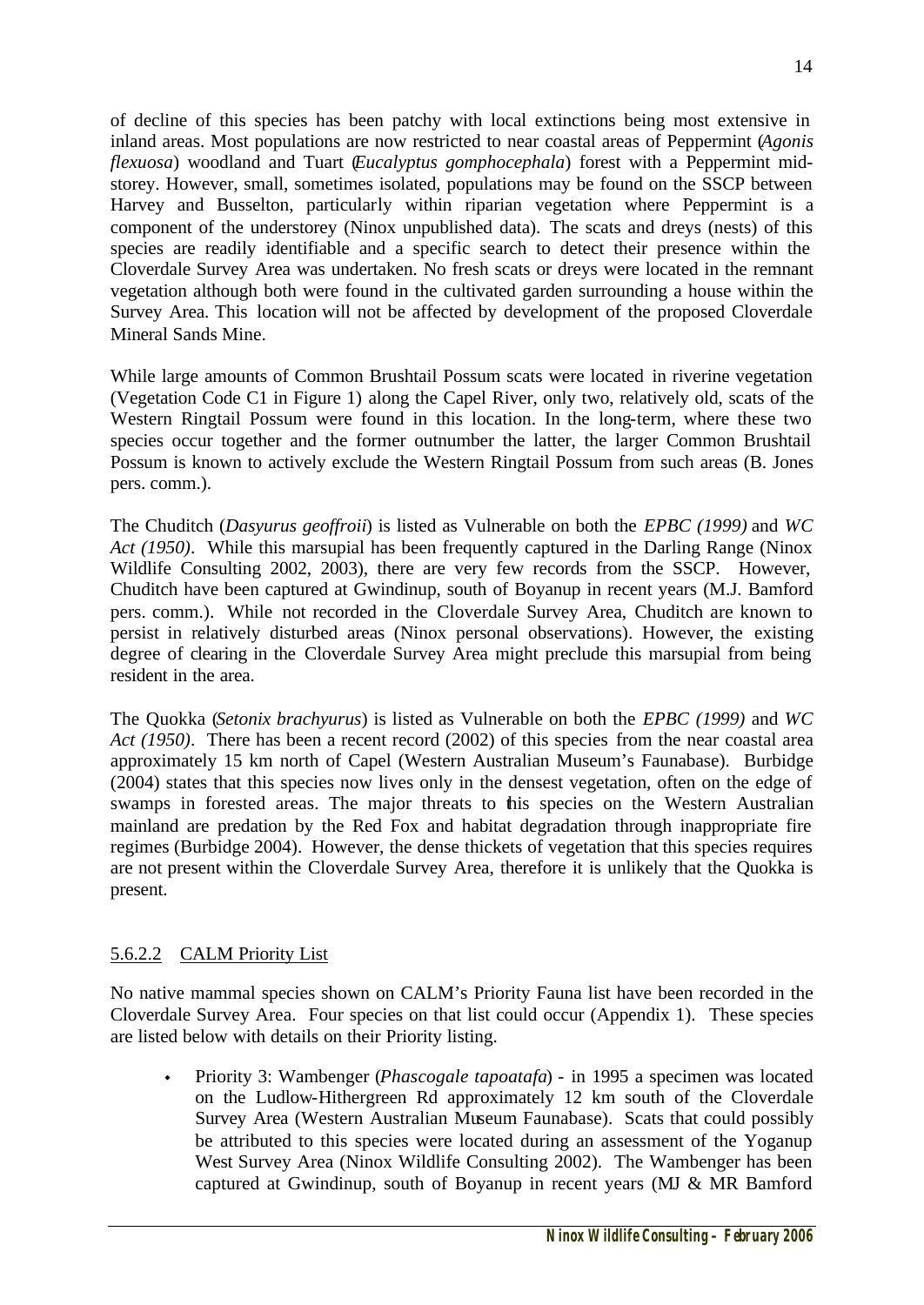of decline of this species has been patchy with local extinctions being most extensive in inland areas. Most populations are now restricted to near coastal areas of Peppermint (*Agonis flexuosa*) woodland and Tuart (*Eucalyptus gomphocephala*) forest with a Peppermint mid-storey. However, small, sometimes isolated, populations may be found on the SSCP between Harvey and Busselton, particularly within riparian vegetation where Peppermint is a component of the understorey (Ninox unpublished data). The scats and dreys (nests) of this species are readily identifiable and a specific search to detect their presence within the Cloverdale Survey Area was undertaken. No fresh scats or dreys were located in the remnant vegetation although both were found in the cultivated garden surrounding a house within the Survey Area. This location will not be affected by development of the proposed Cloverdale Mineral Sands Mine.

While large amounts of Common Brushtail Possum scats were located in riverine vegetation (Vegetation Code C1 in Figure 1) along the Capel River, only two, relatively old, scats of the Western Ringtail Possum were found in this location. In the long-term, where these two species occur together and the former outnumber the latter, the larger Common Brushtail Possum is known to actively exclude the Western Ringtail Possum from such areas (B. Jones pers. comm.).

The Chuditch (*Dasyurus geoffroii*) is listed as Vulnerable on both the *EPBC (1999)* and *WC Act (1950)*. While this marsupial has been frequently captured in the Darling Range (Ninox Wildlife Consulting 2002, 2003), there are very few records from the SSCP. However, Chuditch have been captured at Gwindinup, south of Boyanup in recent years (M.J. Bamford pers. comm.). While not recorded in the Cloverdale Survey Area, Chuditch are known to persist in relatively disturbed areas (Ninox personal observations). However, the existing degree of clearing in the Cloverdale Survey Area might preclude this marsupial from being resident in the area.

The Quokka (*Setonix brachyurus*) is listed as Vulnerable on both the *EPBC (1999)* and *WC Act (1950)*. There has been a recent record (2002) of this species from the near coastal area approximately 15 km north of Capel (Western Australian Museum's Faunabase). Burbidge (2004) states that this species now lives only in the densest vegetation, often on the edge of swamps in forested areas. The major threats to this species on the Western Australian mainland are predation by the Red Fox and habitat degradation through inappropriate fire regimes (Burbidge 2004). However, the dense thickets of vegetation that this species requires are not present within the Cloverdale Survey Area, therefore it is unlikely that the Quokka is present.

#### 5.6.2.2 CALM Priority List

No native mammal species shown on CALM's Priority Fauna list have been recorded in the Cloverdale Survey Area. Four species on that list could occur (Appendix 1). These species are listed below with details on their Priority listing.

- Priority 3: Wambenger (*Phascogale tapoatafa*) - in 1995 a specimen was located on the Ludlow-Hithergreen Rd approximately 12 km south of the Cloverdale Survey Area (Western Australian Museum Faunabase). Scats that could possibly be attributed to this species were located during an assessment of the Yoganup West Survey Area (Ninox Wildlife Consulting 2002). The Wambenger has been captured at Gwindinup, south of Boyanup in recent years (MJ & MR Bamford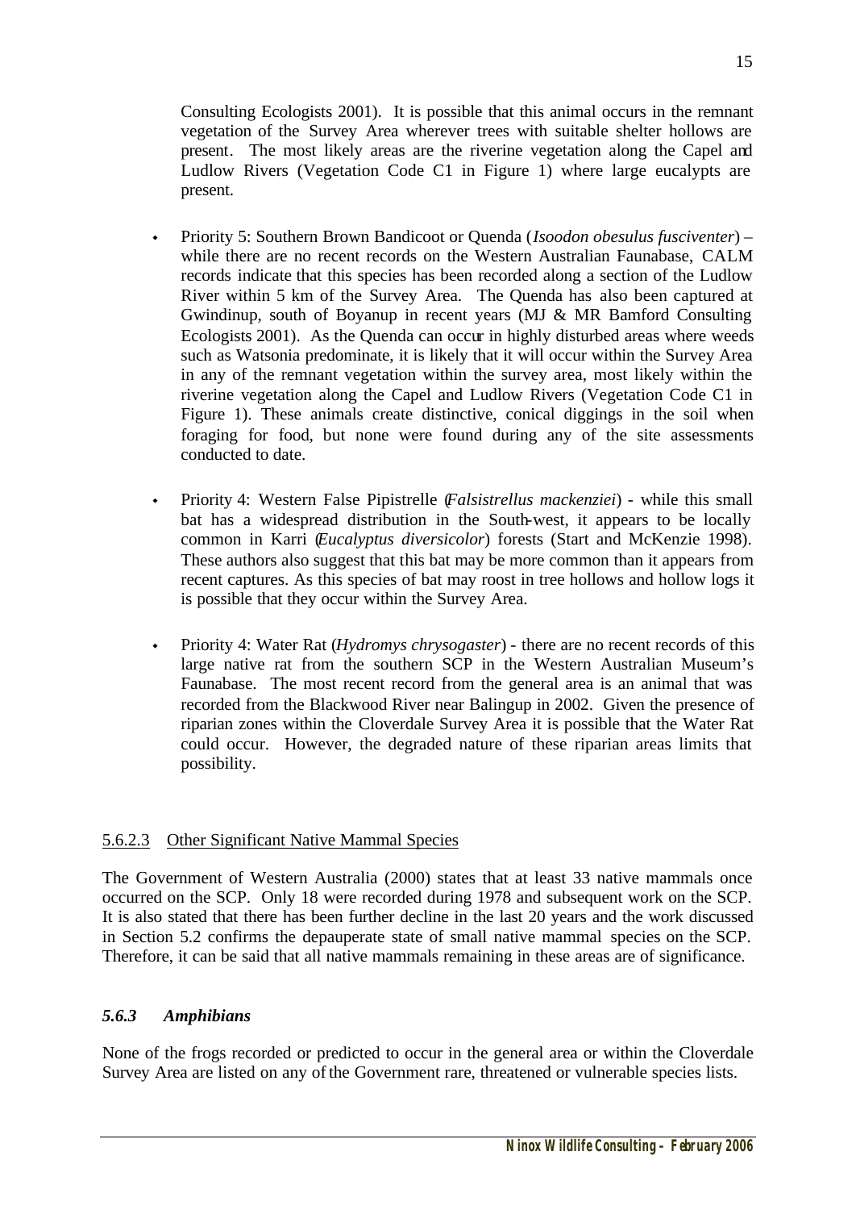Consulting Ecologists 2001). It is possible that this animal occurs in the remnant vegetation of the Survey Area wherever trees with suitable shelter hollows are present. The most likely areas are the riverine vegetation along the Capel and Ludlow Rivers (Vegetation Code C1 in Figure 1) where large eucalypts are present.

- Priority 5: Southern Brown Bandicoot or Quenda (*Isoodon obesulus fusciventer*) – while there are no recent records on the Western Australian Faunabase, CALM records indicate that this species has been recorded along a section of the Ludlow River within 5 km of the Survey Area. The Quenda has also been captured at Gwindinup, south of Boyanup in recent years (MJ & MR Bamford Consulting Ecologists 2001). As the Quenda can occur in highly disturbed areas where weeds such as Watsonia predominate, it is likely that it will occur within the Survey Area in any of the remnant vegetation within the survey area, most likely within the riverine vegetation along the Capel and Ludlow Rivers (Vegetation Code C1 in Figure 1). These animals create distinctive, conical diggings in the soil when foraging for food, but none were found during any of the site assessments conducted to date.

- Priority 4: Western False Pipistrelle (*Falsistrellus mackenziei*) - while this small bat has a widespread distribution in the South-west, it appears to be locally common in Karri (*Eucalyptus diversicolor*) forests (Start and McKenzie 1998). These authors also suggest that this bat may be more common than it appears from recent captures. As this species of bat may roost in tree hollows and hollow logs it is possible that they occur within the Survey Area.

- Priority 4: Water Rat (*Hydromys chrysogaster*) - there are no recent records of this large native rat from the southern SCP in the Western Australian Museum's Faunabase. The most recent record from the general area is an animal that was recorded from the Blackwood River near Balingup in 2002. Given the presence of riparian zones within the Cloverdale Survey Area it is possible that the Water Rat could occur. However, the degraded nature of these riparian areas limits that possibility.

#### 5.6.2.3 Other Significant Native Mammal Species

The Government of Western Australia (2000) states that at least 33 native mammals once occurred on the SCP. Only 18 were recorded during 1978 and subsequent work on the SCP. It is also stated that there has been further decline in the last 20 years and the work discussed in Section 5.2 confirms the depauperate state of small native mammal species on the SCP. Therefore, it can be said that all native mammals remaining in these areas are of significance.

### *5.6.3 Amphibians*

None of the frogs recorded or predicted to occur in the general area or within the Cloverdale Survey Area are listed on any of the Government rare, threatened or vulnerable species lists.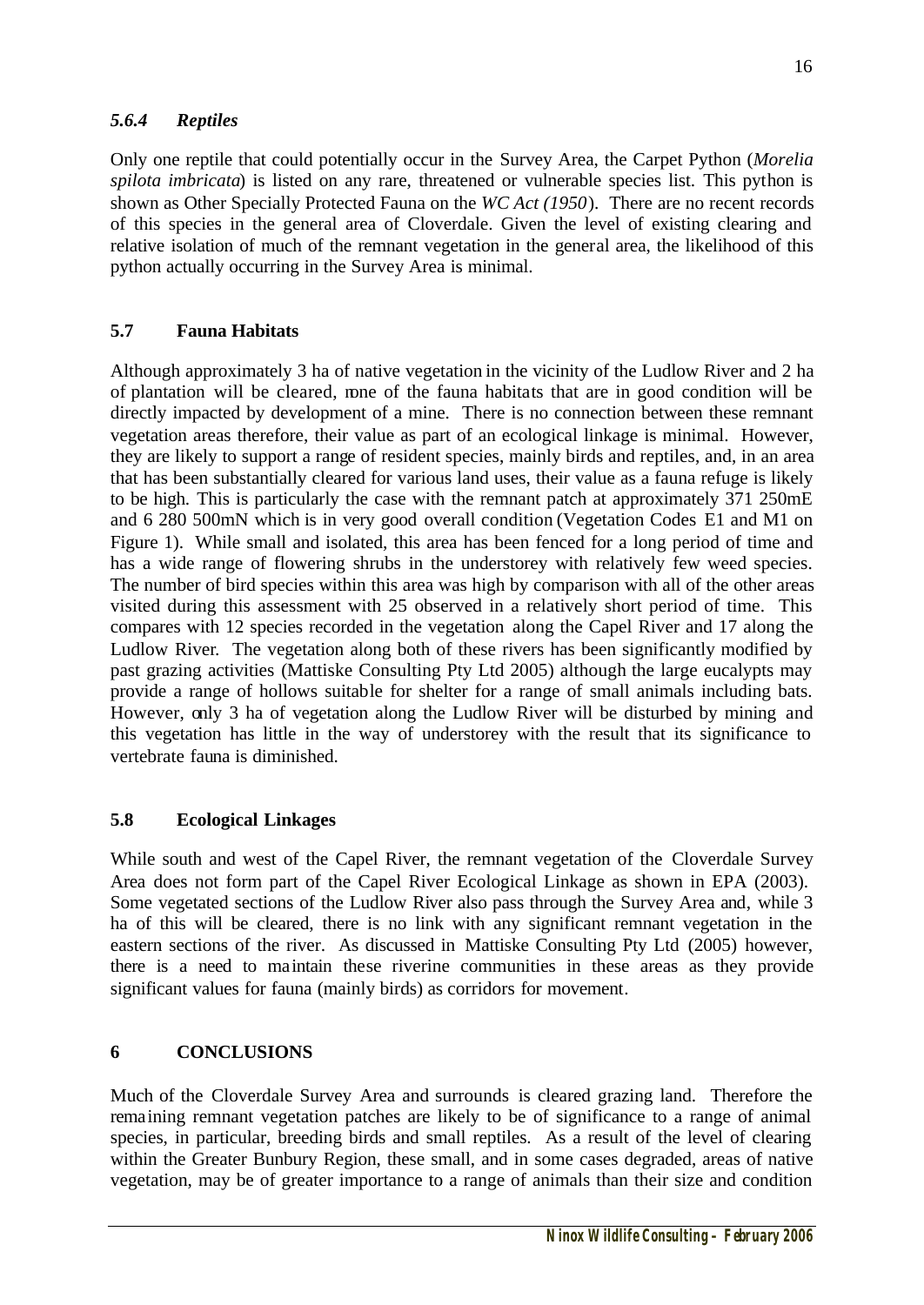#### *5.6.4 Reptiles*

Only one reptile that could potentially occur in the Survey Area, the Carpet Python (*Morelia spilota imbricata*) is listed on any rare, threatened or vulnerable species list. This python is shown as Other Specially Protected Fauna on the *WC Act (1950*). There are no recent records of this species in the general area of Cloverdale. Given the level of existing clearing and relative isolation of much of the remnant vegetation in the general area, the likelihood of this python actually occurring in the Survey Area is minimal.

### 5.7 Fauna Habitats

Although approximately 3 ha of native vegetation in the vicinity of the Ludlow River and 2 ha of plantation will be cleared, none of the fauna habitats that are in good condition will be directly impacted by development of a mine. There is no connection between these remnant vegetation areas therefore, their value as part of an ecological linkage is minimal. However, they are likely to support a range of resident species, mainly birds and reptiles, and, in an area that has been substantially cleared for various land uses, their value as a fauna refuge is likely to be high. This is particularly the case with the remnant patch at approximately 371 250mE and 6 280 500mN which is in very good overall condition (Vegetation Codes E1 and M1 on Figure 1). While small and isolated, this area has been fenced for a long period of time and has a wide range of flowering shrubs in the understorey with relatively few weed species. The number of bird species within this area was high by comparison with all of the other areas visited during this assessment with 25 observed in a relatively short period of time. This compares with 12 species recorded in the vegetation along the Capel River and 17 along the Ludlow River. The vegetation along both of these rivers has been significantly modified by past grazing activities (Mattiske Consulting Pty Ltd 2005) although the large eucalypts may provide a range of hollows suitable for shelter for a range of small animals including bats. However, only 3 ha of vegetation along the Ludlow River will be disturbed by mining and this vegetation has little in the way of understorey with the result that its significance to vertebrate fauna is diminished.

### 5.8 Ecological Linkages

While south and west of the Capel River, the remnant vegetation of the Cloverdale Survey Area does not form part of the Capel River Ecological Linkage as shown in EPA (2003). Some vegetated sections of the Ludlow River also pass through the Survey Area and, while 3 ha of this will be cleared, there is no link with any significant remnant vegetation in the eastern sections of the river. As discussed in Mattiske Consulting Pty Ltd (2005) however, there is a need to maintain these riverine communities in these areas as they provide significant values for fauna (mainly birds) as corridors for movement.

## 6 CONCLUSIONS

Much of the Cloverdale Survey Area and surrounds is cleared grazing land. Therefore the remaining remnant vegetation patches are likely to be of significance to a range of animal species, in particular, breeding birds and small reptiles. As a result of the level of clearing within the Greater Bunbury Region, these small, and in some cases degraded, areas of native vegetation, may be of greater importance to a range of animals than their size and condition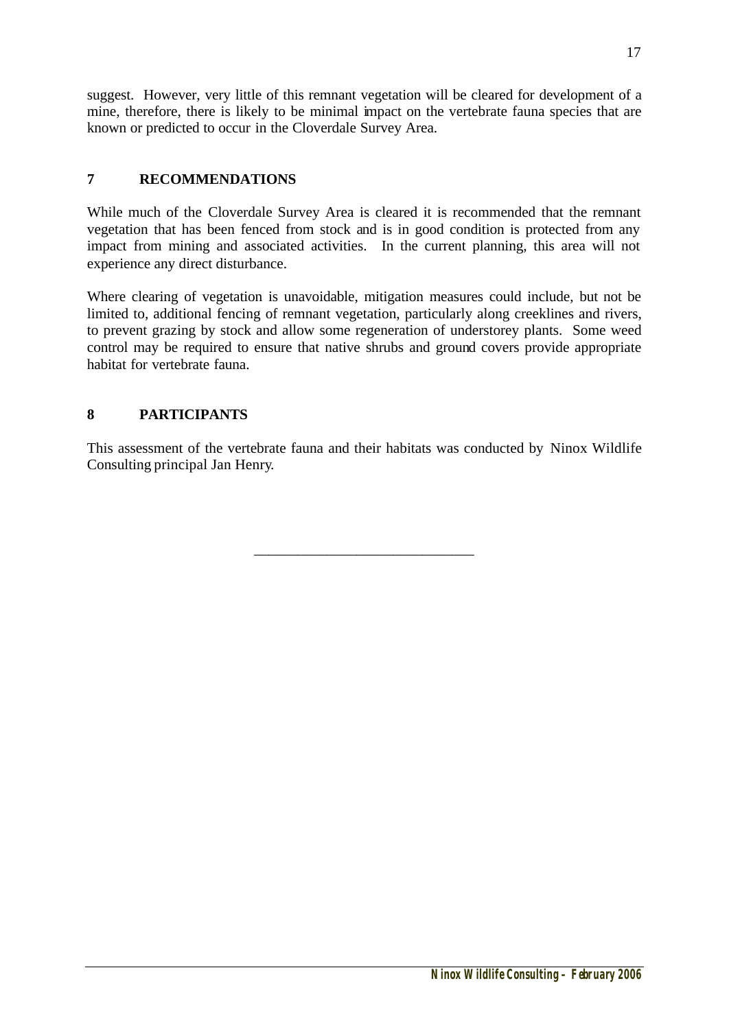suggest. However, very little of this remnant vegetation will be cleared for development of a mine, therefore, there is likely to be minimal impact on the vertebrate fauna species that are known or predicted to occur in the Cloverdale Survey Area.

## 7 RECOMMENDATIONS

While much of the Cloverdale Survey Area is cleared it is recommended that the remnant vegetation that has been fenced from stock and is in good condition is protected from any impact from mining and associated activities. In the current planning, this area will not experience any direct disturbance.

Where clearing of vegetation is unavoidable, mitigation measures could include, but not be limited to, additional fencing of remnant vegetation, particularly along creeklines and rivers, to prevent grazing by stock and allow some regeneration of understorey plants. Some weed control may be required to ensure that native shrubs and ground covers provide appropriate habitat for vertebrate fauna.

## 8 PARTICIPANTS

This assessment of the vertebrate fauna and their habitats was conducted by Ninox Wildlife Consulting principal Jan Henry.

---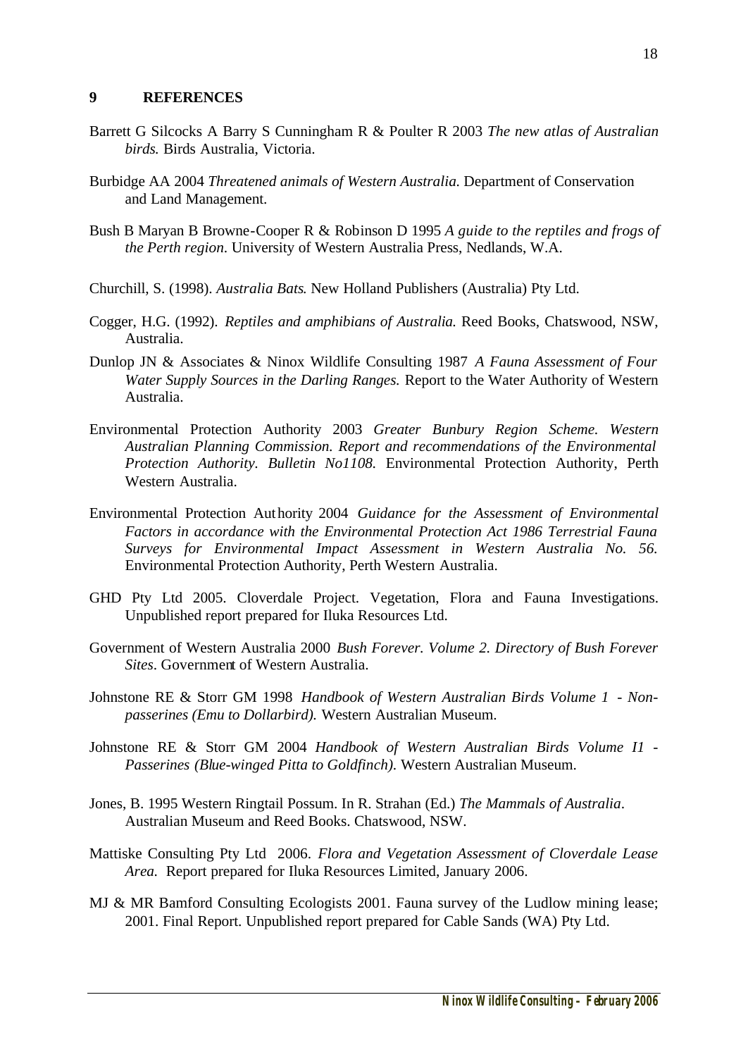## 9 REFERENCES

Barrett G Silcocks A Barry S Cunningham R & Poulter R 2003 *The new atlas of Australian birds.* Birds Australia, Victoria.

Burbidge AA 2004 *Threatened animals of Western Australia.* Department of Conservation and Land Management.

Bush B Maryan B Browne-Cooper R & Robinson D 1995 *A guide to the reptiles and frogs of the Perth region.* University of Western Australia Press, Nedlands, W.A.

Churchill, S. (1998). *Australia Bats.* New Holland Publishers (Australia) Pty Ltd.

Cogger, H.G. (1992). *Reptiles and amphibians of Australia.* Reed Books, Chatswood, NSW, Australia.

Dunlop JN & Associates & Ninox Wildlife Consulting 1987 *A Fauna Assessment of Four Water Supply Sources in the Darling Ranges.* Report to the Water Authority of Western Australia.

Environmental Protection Authority 2003 *Greater Bunbury Region Scheme. Western Australian Planning Commission. Report and recommendations of the Environmental Protection Authority. Bulletin No1108.* Environmental Protection Authority, Perth Western Australia.

Environmental Protection Authority 2004 *Guidance for the Assessment of Environmental Factors in accordance with the Environmental Protection Act 1986 Terrestrial Fauna Surveys for Environmental Impact Assessment in Western Australia No. 56.* Environmental Protection Authority, Perth Western Australia.

GHD Pty Ltd 2005. Cloverdale Project. Vegetation, Flora and Fauna Investigations. Unpublished report prepared for Iluka Resources Ltd.

Government of Western Australia 2000 *Bush Forever. Volume 2. Directory of Bush Forever Sites.* Government of Western Australia.

Johnstone RE & Storr GM 1998 *Handbook of Western Australian Birds Volume 1 - Non-passerines (Emu to Dollarbird).* Western Australian Museum.

Johnstone RE & Storr GM 2004 *Handbook of Western Australian Birds Volume I1 - Passerines (Blue-winged Pitta to Goldfinch).* Western Australian Museum.

Jones, B. 1995 Western Ringtail Possum. In R. Strahan (Ed.) *The Mammals of Australia.* Australian Museum and Reed Books. Chatswood, NSW.

Mattiske Consulting Pty Ltd 2006. *Flora and Vegetation Assessment of Cloverdale Lease Area.* Report prepared for Iluka Resources Limited, January 2006.

MJ & MR Bamford Consulting Ecologists 2001. Fauna survey of the Ludlow mining lease; 2001. Final Report. Unpublished report prepared for Cable Sands (WA) Pty Ltd.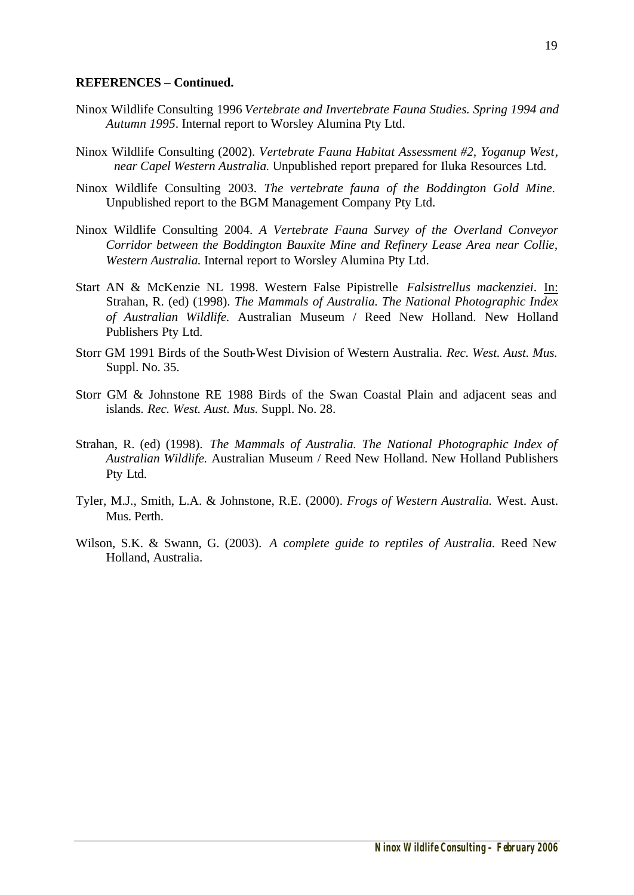**REFERENCES – Continued.**

Ninox Wildlife Consulting 1996 *Vertebrate and Invertebrate Fauna Studies. Spring 1994 and Autumn 1995*. Internal report to Worsley Alumina Pty Ltd.

Ninox Wildlife Consulting (2002). *Vertebrate Fauna Habitat Assessment #2, Yoganup West, near Capel Western Australia.* Unpublished report prepared for Iluka Resources Ltd.

Ninox Wildlife Consulting 2003. *The vertebrate fauna of the Boddington Gold Mine.* Unpublished report to the BGM Management Company Pty Ltd.

Ninox Wildlife Consulting 2004. *A Vertebrate Fauna Survey of the Overland Conveyor Corridor between the Boddington Bauxite Mine and Refinery Lease Area near Collie, Western Australia.* Internal report to Worsley Alumina Pty Ltd.

Start AN & McKenzie NL 1998. Western False Pipistrelle *Falsistrellus mackenziei*. In: Strahan, R. (ed) (1998). *The Mammals of Australia. The National Photographic Index of Australian Wildlife.* Australian Museum / Reed New Holland. New Holland Publishers Pty Ltd.

Storr GM 1991 Birds of the South-West Division of Western Australia. *Rec. West. Aust. Mus.* Suppl. No. 35.

Storr GM & Johnstone RE 1988 Birds of the Swan Coastal Plain and adjacent seas and islands. *Rec. West. Aust. Mus.* Suppl. No. 28.

Strahan, R. (ed) (1998). *The Mammals of Australia. The National Photographic Index of Australian Wildlife.* Australian Museum / Reed New Holland. New Holland Publishers Pty Ltd.

Tyler, M.J., Smith, L.A. & Johnstone, R.E. (2000). *Frogs of Western Australia.* West. Aust. Mus. Perth.

Wilson, S.K. & Swann, G. (2003). *A complete guide to reptiles of Australia.* Reed New Holland, Australia.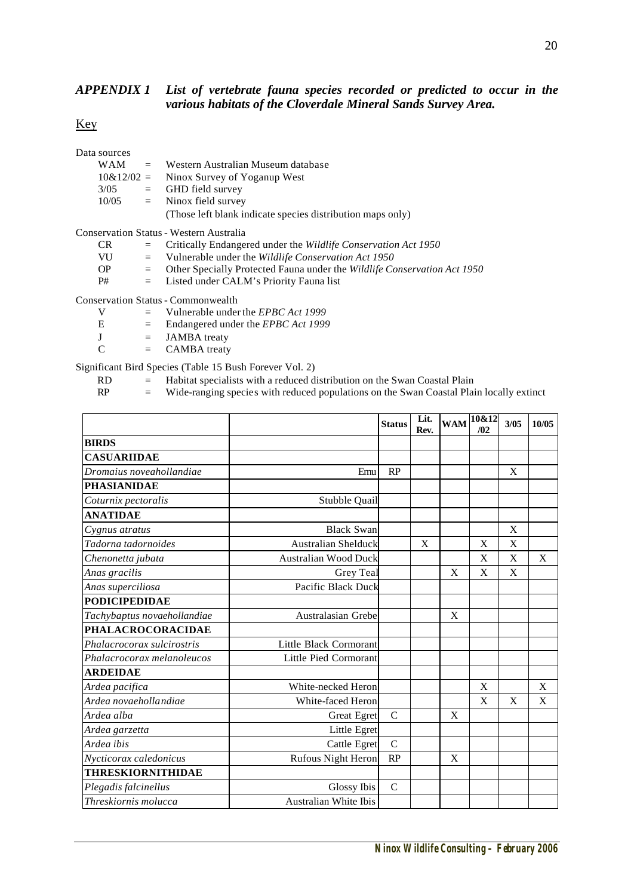## *APPENDIX 1 List of vertebrate fauna species recorded or predicted to occur in the various habitats of the Cloverdale Mineral Sands Survey Area.*

Key

Data sources

- WAM = Western Australian Museum database
- 10&12/02 = Ninox Survey of Yoganup West
- 3/05 = GHD field survey
- 10/05 = Ninox field survey
- (Those left blank indicate species distribution maps only)

Conservation Status - Western Australia

- CR = Critically Endangered under the *Wildlife Conservation Act 1950*
- VU = Vulnerable under the *Wildlife Conservation Act 1950*
- OP = Other Specially Protected Fauna under the *Wildlife Conservation Act 1950*
- P# = Listed under CALM's Priority Fauna list

Conservation Status - Commonwealth

- V = Vulnerable under the *EPBC Act 1999*
- E = Endangered under the *EPBC Act 1999*
- J = JAMBA treaty
- C = CAMBA treaty

Significant Bird Species (Table 15 Bush Forever Vol. 2)

- RD = Habitat specialists with a reduced distribution on the Swan Coastal Plain
- RP = Wide-ranging species with reduced populations on the Swan Coastal Plain locally extinct

| | | Status | Lit. Rev. | WAM | 10&12 /02 | 3/05 | 10/05 |
|---|---|---|---|---|---|---|---|
| **BIRDS** | | | | | | | |
| **CASUARIIDAE** | | | | | | | |
| *Dromaius noveahollandiae* | Emu | RP | | | | X | |
| **PHASIANIDAE** | | | | | | | |
| *Coturnix pectoralis* | Stubble Quail | | | | | | |
| **ANATIDAE** | | | | | | | |
| *Cygnus atratus* | Black Swan | | | | | X | |
| *Tadorna tadornoides* | Australian Shelduck | | X | | X | X | |
| *Chenonetta jubata* | Australian Wood Duck | | | | X | X | X |
| *Anas gracilis* | Grey Teal | | | X | X | X | |
| *Anas superciliosa* | Pacific Black Duck | | | | | | |
| **PODICIPEDIDAE** | | | | | | | |
| *Tachybaptus novaehollandiae* | Australasian Grebe | | | X | | | |
| **PHALACROCORACIDAE** | | | | | | | |
| *Phalacrocorax sulcirostris* | Little Black Cormorant | | | | | | |
| *Phalacrocorax melanoleucos* | Little Pied Cormorant | | | | | | |
| **ARDEIDAE** | | | | | | | |
| *Ardea pacifica* | White-necked Heron | | | | X | | X |
| *Ardea novaehollandiae* | White-faced Heron | | | | X | X | X |
| *Ardea alba* | Great Egret | C | | X | | | |
| *Ardea garzetta* | Little Egret | | | | | | |
| *Ardea ibis* | Cattle Egret | C | | | | | |
| *Nycticorax caledonicus* | Rufous Night Heron | RP | | X | | | |
| **THRESKIORNITHIDAE** | | | | | | | |
| *Plegadis falcinellus* | Glossy Ibis | C | | | | | |
| *Threskiornis molucca* | Australian White Ibis | | | | | | |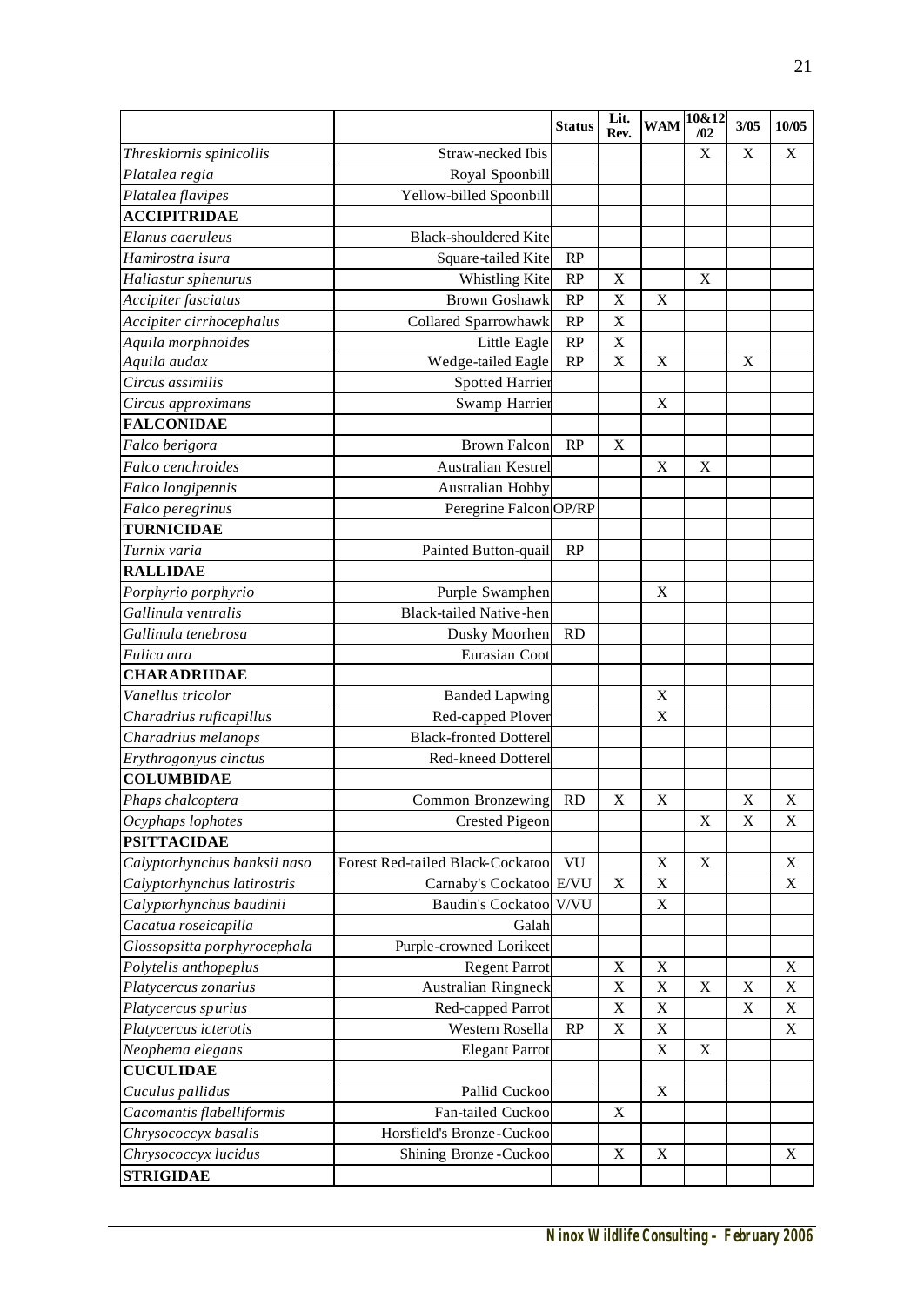| | | Status | Lit. Rev. | WAM | 10&12 /02 | 3/05 | 10/05 |
|---|---|---|---|---|---|---|---|
| *Threskiornis spinicollis* | Straw-necked Ibis | | | | X | X | X |
| *Platalea regia* | Royal Spoonbill | | | | | | |
| *Platalea flavipes* | Yellow-billed Spoonbill | | | | | | |
| **ACCIPITRIDAE** | | | | | | | |
| *Elanus caeruleus* | Black-shouldered Kite | | | | | | |
| *Hamirostra isura* | Square-tailed Kite | RP | | | | | |
| *Haliastur sphenurus* | Whistling Kite | RP | X | | X | | |
| *Accipiter fasciatus* | Brown Goshawk | RP | X | X | | | |
| *Accipiter cirrhocephalus* | Collared Sparrowhawk | RP | X | | | | |
| *Aquila morphnoides* | Little Eagle | RP | X | | | | |
| *Aquila audax* | Wedge-tailed Eagle | RP | X | X | | X | |
| *Circus assimilis* | Spotted Harrier | | | | | | |
| *Circus approximans* | Swamp Harrier | | | X | | | |
| **FALCONIDAE** | | | | | | | |
| *Falco berigora* | Brown Falcon | RP | X | | | | |
| *Falco cenchroides* | Australian Kestrel | | | X | X | | |
| *Falco longipennis* | Australian Hobby | | | | | | |
| *Falco peregrinus* | Peregrine Falcon | OP/RP | | | | | |
| **TURNICIDAE** | | | | | | | |
| *Turnix varia* | Painted Button-quail | RP | | | | | |
| **RALLIDAE** | | | | | | | |
| *Porphyrio porphyrio* | Purple Swamphen | | | X | | | |
| *Gallinula ventralis* | Black-tailed Native-hen | | | | | | |
| *Gallinula tenebrosa* | Dusky Moorhen | RD | | | | | |
| *Fulica atra* | Eurasian Coot | | | | | | |
| **CHARADRIIDAE** | | | | | | | |
| *Vanellus tricolor* | Banded Lapwing | | | X | | | |
| *Charadrius ruficapillus* | Red-capped Plover | | | X | | | |
| *Charadrius melanops* | Black-fronted Dotterel | | | | | | |
| *Erythrogonyus cinctus* | Red-kneed Dotterel | | | | | | |
| **COLUMBIDAE** | | | | | | | |
| *Phaps chalcoptera* | Common Bronzewing | RD | X | X | | X | X |
| *Ocyphaps lophotes* | Crested Pigeon | | | | X | X | X |
| **PSITTACIDAE** | | | | | | | |
| *Calyptorhynchus banksii naso* | Forest Red-tailed Black-Cockatoo | VU | | X | X | | X |
| *Calyptorhynchus latirostris* | Carnaby's Cockatoo | E/VU | X | X | | | X |
| *Calyptorhynchus baudinii* | Baudin's Cockatoo | V/VU | | X | | | |
| *Cacatua roseicapilla* | Galah | | | | | | |
| *Glossopsitta porphyrocephala* | Purple-crowned Lorikeet | | | | | | |
| *Polytelis anthopeplus* | Regent Parrot | | X | X | | | X |
| *Platycercus zonarius* | Australian Ringneck | | X | X | X | X | X |
| *Platycercus spurius* | Red-capped Parrot | | X | X | | X | X |
| *Platycercus icterotis* | Western Rosella | RP | X | X | | | X |
| *Neophema elegans* | Elegant Parrot | | | X | X | | |
| **CUCULIDAE** | | | | | | | |
| *Cuculus pallidus* | Pallid Cuckoo | | | X | | | |
| *Cacomantis flabelliformis* | Fan-tailed Cuckoo | | X | | | | |
| *Chrysococcyx basalis* | Horsfield's Bronze-Cuckoo | | | | | | |
| *Chrysococcyx lucidus* | Shining Bronze-Cuckoo | | X | X | | | X |
| **STRIGIDAE** | | | | | | | |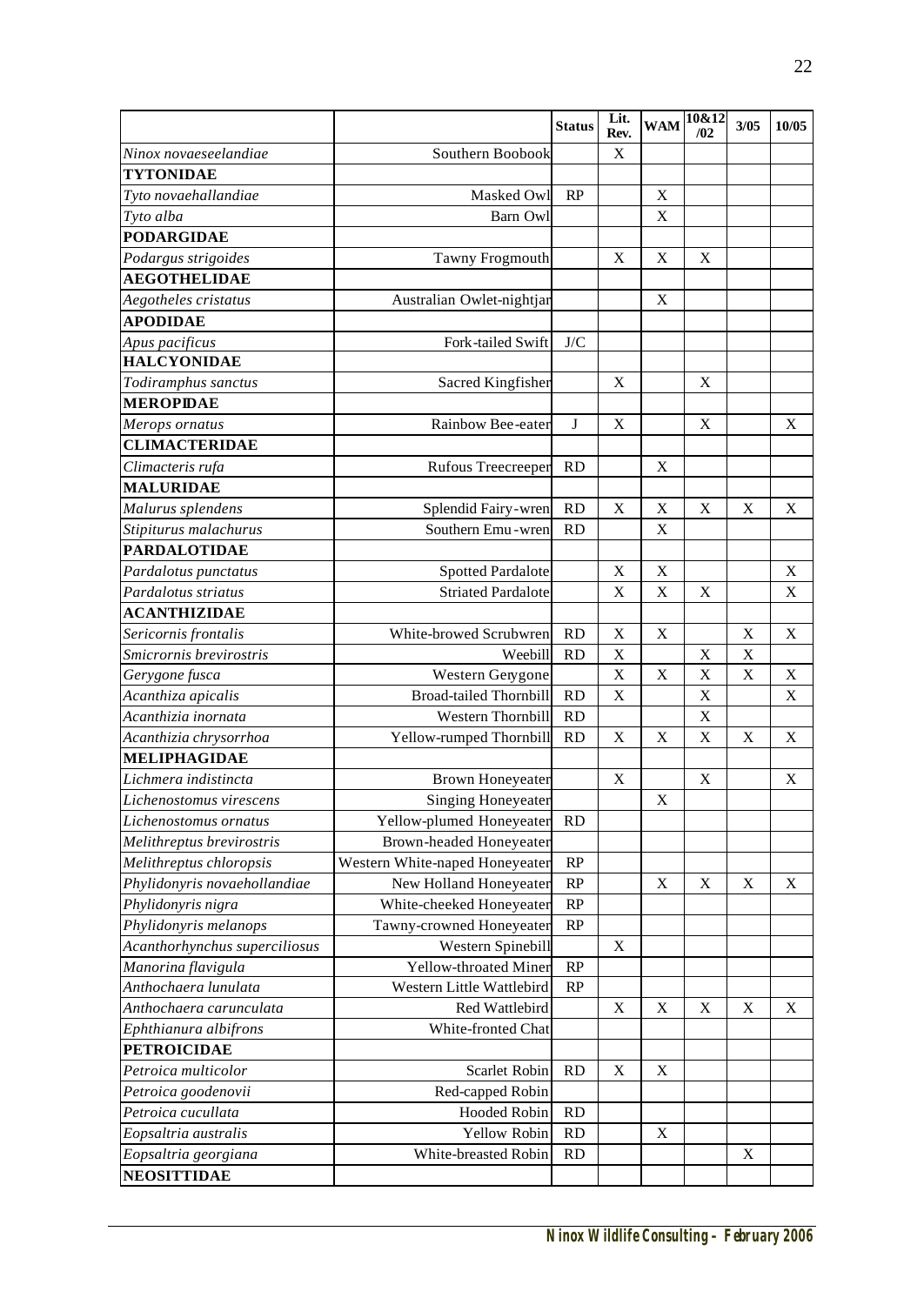| | | Status | Lit. Rev. | WAM | 10&12 /02 | 3/05 | 10/05 |
|---|---|---|---|---|---|---|---|
| *Ninox novaeseelandiae* | Southern Boobook | | X | | | | |
| **TYTONIDAE** | | | | | | | |
| *Tyto novaehallandiae* | Masked Owl | RP | | X | | | |
| *Tyto alba* | Barn Owl | | | X | | | |
| **PODARGIDAE** | | | | | | | |
| *Podargus strigoides* | Tawny Frogmouth | | X | X | X | | |
| **AEGOTHELIDAE** | | | | | | | |
| *Aegotheles cristatus* | Australian Owlet-nightjar | | | X | | | |
| **APODIDAE** | | | | | | | |
| *Apus pacificus* | Fork-tailed Swift | J/C | | | | | |
| **HALCYONIDAE** | | | | | | | |
| *Todiramphus sanctus* | Sacred Kingfisher | | X | | X | | |
| **MEROPIDAE** | | | | | | | |
| *Merops ornatus* | Rainbow Bee-eater | J | X | | X | | X |
| **CLIMACTERIDAE** | | | | | | | |
| *Climacteris rufa* | Rufous Treecreeper | RD | | X | | | |
| **MALURIDAE** | | | | | | | |
| *Malurus splendens* | Splendid Fairy-wren | RD | X | X | X | X | X |
| *Stipiturus malachurus* | Southern Emu-wren | RD | | X | | | |
| **PARDALOTIDAE** | | | | | | | |
| *Pardalotus punctatus* | Spotted Pardalote | | X | X | | | X |
| *Pardalotus striatus* | Striated Pardalote | | X | X | X | | X |
| **ACANTHIZIDAE** | | | | | | | |
| *Sericornis frontalis* | White-browed Scrubwren | RD | X | X | | X | X |
| *Smicrornis brevirostris* | Weebill | RD | X | | X | X | |
| *Gerygone fusca* | Western Geygone | | X | X | X | X | X |
| *Acanthiza apicalis* | Broad-tailed Thornbill | RD | X | | X | | X |
| *Acanthizia inornata* | Western Thornbill | RD | | | X | | |
| *Acanthizia chrysorrhoa* | Yellow-rumped Thornbill | RD | X | X | X | X | X |
| **MELIPHAGIDAE** | | | | | | | |
| *Lichmera indistincta* | Brown Honeyeater | | X | | X | | X |
| *Lichenostomus virescens* | Singing Honeyeater | | | X | | | |
| *Lichenostomus ornatus* | Yellow-plumed Honeyeater | RD | | | | | |
| *Melithreptus brevirostris* | Brown-headed Honeyeater | | | | | | |
| *Melithreptus chloropsis* | Western White-naped Honeyeater | RP | | | | | |
| *Phylidonyris novaehollandiae* | New Holland Honeyeater | RP | | X | X | X | X |
| *Phylidonyris nigra* | White-cheeked Honeyeater | RP | | | | | |
| *Phylidonyris melanops* | Tawny-crowned Honeyeater | RP | | | | | |
| *Acanthorhynchus superciliosus* | Western Spinebill | | X | | | | |
| *Manorina flavigula* | Yellow-throated Miner | RP | | | | | |
| *Anthochaera lunulata* | Western Little Wattlebird | RP | | | | | |
| *Anthochaera carunculata* | Red Wattlebird | | X | X | X | X | X |
| *Ephthianura albifrons* | White-fronted Chat | | | | | | |
| **PETROICIDAE** | | | | | | | |
| *Petroica multicolor* | Scarlet Robin | RD | X | X | | | |
| *Petroica goodenovii* | Red-capped Robin | | | | | | |
| *Petroica cucullata* | Hooded Robin | RD | | | | | |
| *Eopsaltria australis* | Yellow Robin | RD | | X | | | |
| *Eopsaltria georgiana* | White-breasted Robin | RD | | | | X | |
| **NEOSITTIDAE** | | | | | | | |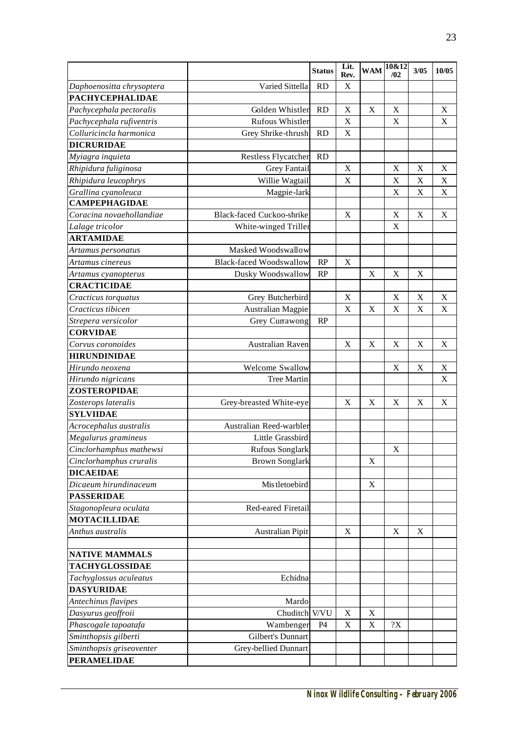| | | Status | Lit. Rev. | WAM | 10&12 /02 | 3/05 | 10/05 |
|---|---|---|---|---|---|---|---|
| *Daphoenositta chrysoptera* | Varied Sittella | RD | X | | | | |
| **PACHYCEPHALIDAE** | | | | | | | |
| *Pachycephala pectoralis* | Golden Whistler | RD | X | X | X | | X |
| *Pachycephala rufiventris* | Rufous Whistler | | X | | X | | X |
| *Colluricincla harmonica* | Grey Shrike-thrush | RD | X | | | | |
| **DICRURIDAE** | | | | | | | |
| *Myiagra inquieta* | Restless Flycatcher | RD | | | | | |
| *Rhipidura fuliginosa* | Grey Fantail | | X | | X | X | X |
| *Rhipidura leucophrys* | Willie Wagtail | | X | | X | X | X |
| *Grallina cyanoleuca* | Magpie-lark | | | | X | X | X |
| **CAMPEPHAGIDAE** | | | | | | | |
| *Coracina novaehollandiae* | Black-faced Cuckoo-shrike | | X | | X | X | X |
| *Lalage tricolor* | White-winged Triller | | | | X | | |
| **ARTAMIDAE** | | | | | | | |
| *Artamus personatus* | Masked Woodswallow | | | | | | |
| *Artamus cinereus* | Black-faced Woodswallow | RP | X | | | | |
| *Artamus cyanopterus* | Dusky Woodswallow | RP | | X | X | X | |
| **CRACTICIDAE** | | | | | | | |
| *Cracticus torquatus* | Grey Butcherbird | | X | | X | X | X |
| *Cracticus tibicen* | Australian Magpie | | X | X | X | X | X |
| *Strepera versicolor* | Grey Currawong | RP | | | | | |
| **CORVIDAE** | | | | | | | |
| *Corvus coronoides* | Australian Raven | | X | X | X | X | X |
| **HIRUNDINIDAE** | | | | | | | |
| *Hirundo neoxena* | Welcome Swallow | | | | X | X | X |
| *Hirundo nigricans* | Tree Martin | | | | | | X |
| **ZOSTEROPIDAE** | | | | | | | |
| *Zosterops lateralis* | Grey-breasted White-eye | | X | X | X | X | X |
| **SYLVIIDAE** | | | | | | | |
| *Acrocephalus australis* | Australian Reed-warbler | | | | | | |
| *Megalurus gramineus* | Little Grassbird | | | | | | |
| *Cinclorhamphus mathewsi* | Rufous Songlark | | | | X | | |
| *Cinclorhamphus cruralis* | Brown Songlark | | | X | | | |
| **DICAEIDAE** | | | | | | | |
| *Dicaeum hirundinaceum* | Mistletoebird | | | X | | | |
| **PASSERIDAE** | | | | | | | |
| *Stagonopleura oculata* | Red-eared Firetail | | | | | | |
| **MOTACILLIDAE** | | | | | | | |
| *Anthus australis* | Australian Pipit | | X | | X | X | |
| | | | | | | | |
| **NATIVE MAMMALS** | | | | | | | |
| **TACHYGLOSSIDAE** | | | | | | | |
| *Tachyglossus aculeatus* | Echidna | | | | | | |
| **DASYURIDAE** | | | | | | | |
| *Antechinus flavipes* | Mardo | | | | | | |
| *Dasyurus geoffroii* | Chuditch | V/VU | X | X | | | |
| *Phascogale tapoatafa* | Wambenger | P4 | X | X | ?X | | |
| *Sminthopsis gilberti* | Gilbert's Dunnart | | | | | | |
| *Sminthopsis griseoventer* | Grey-bellied Dunnart | | | | | | |
| **PERAMELIDAE** | | | | | | | |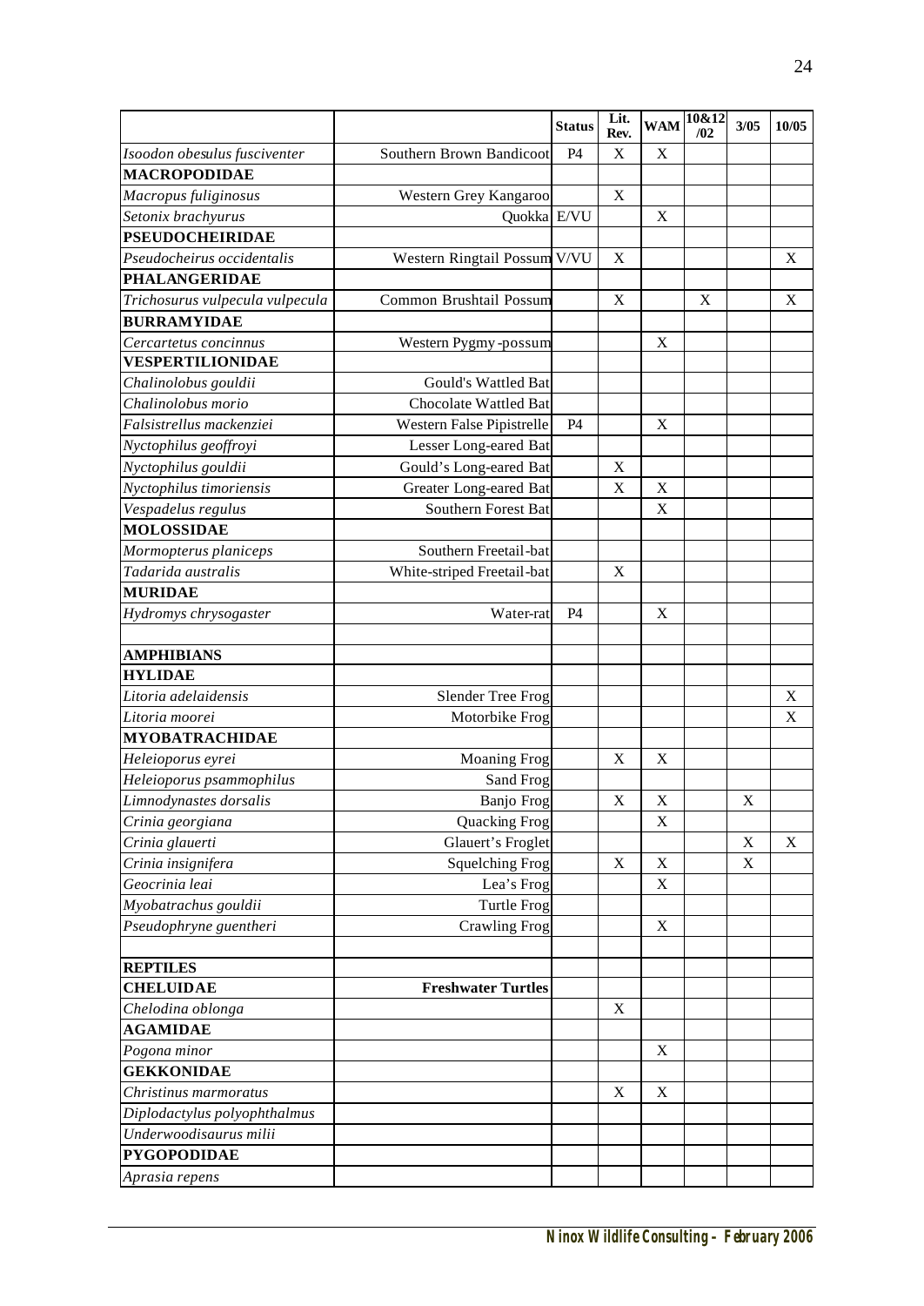| | | Status | Lit. Rev. | WAM | 10&12 /02 | 3/05 | 10/05 |
|---|---|---|---|---|---|---|---|
| *Isoodon obesulus fusciventer* | Southern Brown Bandicoot | P4 | X | X | | | |
| **MACROPODIDAE** | | | | | | | |
| *Macropus fuliginosus* | Western Grey Kangaroo | | X | | | | |
| *Setonix brachyurus* | Quokka | E/VU | | X | | | |
| **PSEUDOCHEIRIDAE** | | | | | | | |
| *Pseudocheirus occidentalis* | Western Ringtail Possum | V/VU | X | | | | X |
| **PHALANGERIDAE** | | | | | | | |
| *Trichosurus vulpecula vulpecula* | Common Brushtail Possum | | X | | X | | X |
| **BURRAMYIDAE** | | | | | | | |
| *Cercartetus concinnus* | Western Pygmy-possum | | | X | | | |
| **VESPERTILIONIDAE** | | | | | | | |
| *Chalinolobus gouldii* | Gould's Wattled Bat | | | | | | |
| *Chalinolobus morio* | Chocolate Wattled Bat | | | | | | |
| *Falsistrellus mackenziei* | Western False Pipistrelle | P4 | | X | | | |
| *Nyctophilus geoffroyi* | Lesser Long-eared Bat | | | | | | |
| *Nyctophilus gouldii* | Gould's Long-eared Bat | | X | | | | |
| *Nyctophilus timoriensis* | Greater Long-eared Bat | | X | X | | | |
| *Vespadelus regulus* | Southern Forest Bat | | | X | | | |
| **MOLOSSIDAE** | | | | | | | |
| *Mormopterus planiceps* | Southern Freetail-bat | | | | | | |
| *Tadarida australis* | White-striped Freetail-bat | | X | | | | |
| **MURIDAE** | | | | | | | |
| *Hydromys chrysogaster* | Water-rat | P4 | | X | | | |
| | | | | | | | |
| **AMPHIBIANS** | | | | | | | |
| **HYLIDAE** | | | | | | | |
| *Litoria adelaidensis* | Slender Tree Frog | | | | | | X |
| *Litoria moorei* | Motorbike Frog | | | | | | X |
| **MYOBATRACHIDAE** | | | | | | | |
| *Heleioporus eyrei* | Moaning Frog | | X | X | | | |
| *Heleioporus psammophilus* | Sand Frog | | | | | | |
| *Limnodynastes dorsalis* | Banjo Frog | | X | X | | X | |
| *Crinia georgiana* | Quacking Frog | | | X | | | |
| *Crinia glauerti* | Glauert's Froglet | | | | | X | X |
| *Crinia insignifera* | Squelching Frog | | X | X | | X | |
| *Geocrinia leai* | Lea's Frog | | | X | | | |
| *Myobatrachus gouldii* | Turtle Frog | | | | | | |
| *Pseudophryne guentheri* | Crawling Frog | | | X | | | |
| | | | | | | | |
| **REPTILES** | | | | | | | |
| **CHELUIDAE** | **Freshwater Turtles** | | | | | | |
| *Chelodina oblonga* | | | X | | | | |
| **AGAMIDAE** | | | | | | | |
| *Pogona minor* | | | | X | | | |
| **GEKKONIDAE** | | | | | | | |
| *Christinus marmoratus* | | | X | X | | | |
| *Diplodactylus polyophthalmus* | | | | | | | |
| *Underwoodisaurus milii* | | | | | | | |
| **PYGOPODIDAE** | | | | | | | |
| *Aprasia repens* | | | | | | | |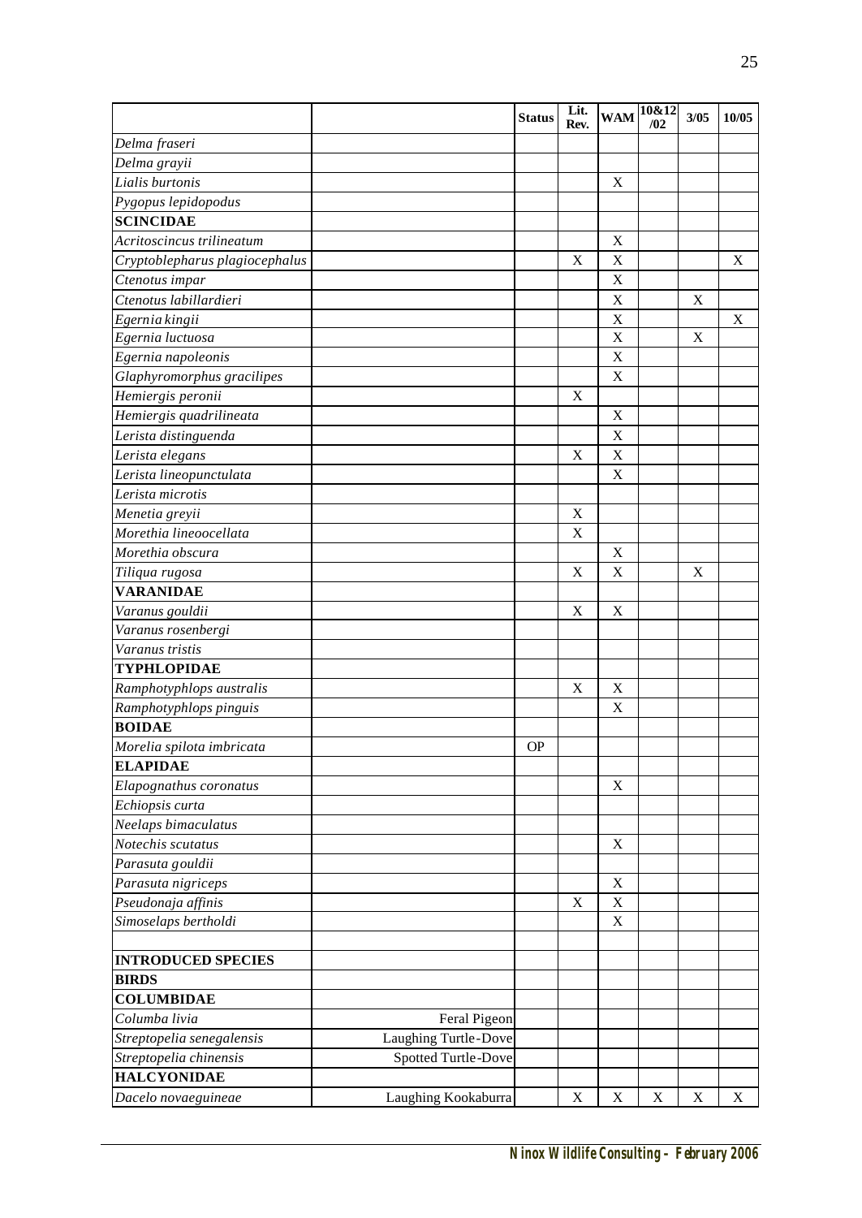| | | Status | Lit. Rev. | WAM | 10&12 /02 | 3/05 | 10/05 |
|---|---|---|---|---|---|---|---|
| *Delma fraseri* | | | | | | | |
| *Delma grayii* | | | | | | | |
| *Lialis burtonis* | | | | X | | | |
| *Pygopus lepidopodus* | | | | | | | |
| **SCINCIDAE** | | | | | | | |
| *Acritoscincus trilineatum* | | | | X | | | |
| *Cryptoblepharus plagiocephalus* | | | X | X | | | X |
| *Ctenotus impar* | | | | X | | | |
| *Ctenotus labillardieri* | | | | X | | X | |
| *Egernia kingii* | | | | X | | | X |
| *Egernia luctuosa* | | | | X | | X | |
| *Egernia napoleonis* | | | | X | | | |
| *Glaphyromorphus gracilipes* | | | | X | | | |
| *Hemiergis peronii* | | | X | | | | |
| *Hemiergis quadrilineata* | | | | X | | | |
| *Lerista distinguenda* | | | | X | | | |
| *Lerista elegans* | | | X | X | | | |
| *Lerista lineopunctulata* | | | | X | | | |
| *Lerista microtis* | | | | | | | |
| *Menetia greyii* | | | X | | | | |
| *Morethia lineoocellata* | | | X | | | | |
| *Morethia obscura* | | | | X | | | |
| *Tiliqua rugosa* | | | X | X | | X | |
| **VARANIDAE** | | | | | | | |
| *Varanus gouldii* | | | X | X | | | |
| *Varanus rosenbergi* | | | | | | | |
| *Varanus tristis* | | | | | | | |
| **TYPHLOPIDAE** | | | | | | | |
| *Ramphotyphlops australis* | | | X | X | | | |
| *Ramphotyphlops pinguis* | | | | X | | | |
| **BOIDAE** | | | | | | | |
| *Morelia spilota imbricata* | | OP | | | | | |
| **ELAPIDAE** | | | | | | | |
| *Elapognathus coronatus* | | | | X | | | |
| *Echiopsis curta* | | | | | | | |
| *Neelaps bimaculatus* | | | | | | | |
| *Notechis scutatus* | | | | X | | | |
| *Parasuta gouldii* | | | | | | | |
| *Parasuta nigriceps* | | | | X | | | |
| *Pseudonaja affinis* | | | X | X | | | |
| *Simoselaps bertholdi* | | | | X | | | |
| | | | | | | | |
| **INTRODUCED SPECIES** | | | | | | | |
| **BIRDS** | | | | | | | |
| **COLUMBIDAE** | | | | | | | |
| *Columba livia* | Feral Pigeon | | | | | | |
| *Streptopelia senegalensis* | Laughing Turtle-Dove | | | | | | |
| *Streptopelia chinensis* | Spotted Turtle-Dove | | | | | | |
| **HALCYONIDAE** | | | | | | | |
| *Dacelo novaeguineae* | Laughing Kookaburra | | X | X | X | X | X |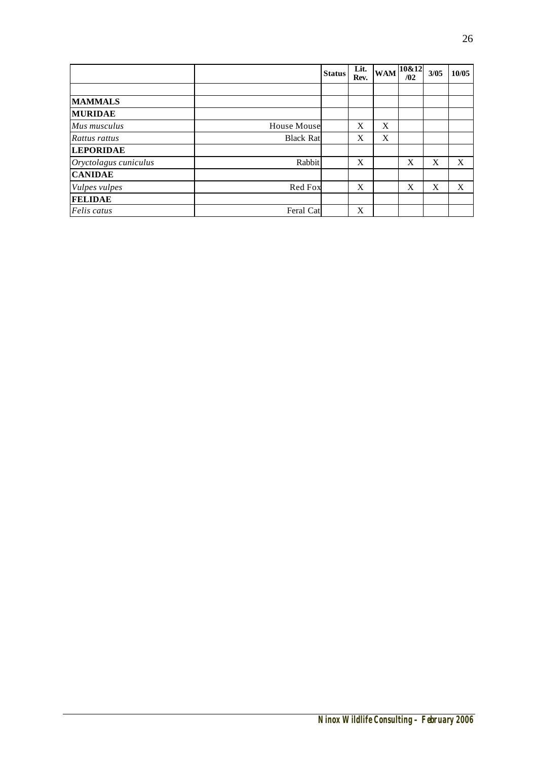| | | Status | Lit. Rev. | WAM | 10&12 /02 | 3/05 | 10/05 |
|---|---|---|---|---|---|---|---|
| | | | | | | | |
| **MAMMALS** | | | | | | | |
| **MURIDAE** | | | | | | | |
| *Mus musculus* | House Mouse | | X | X | | | |
| *Rattus rattus* | Black Rat | | X | X | | | |
| **LEPORIDAE** | | | | | | | |
| *Oryctolagus cuniculus* | Rabbit | | X | | X | X | X |
| **CANIDAE** | | | | | | | |
| *Vulpes vulpes* | Red Fox | | X | | X | X | X |
| **FELIDAE** | | | | | | | |
| *Felis catus* | Feral Cat | | X | | | | |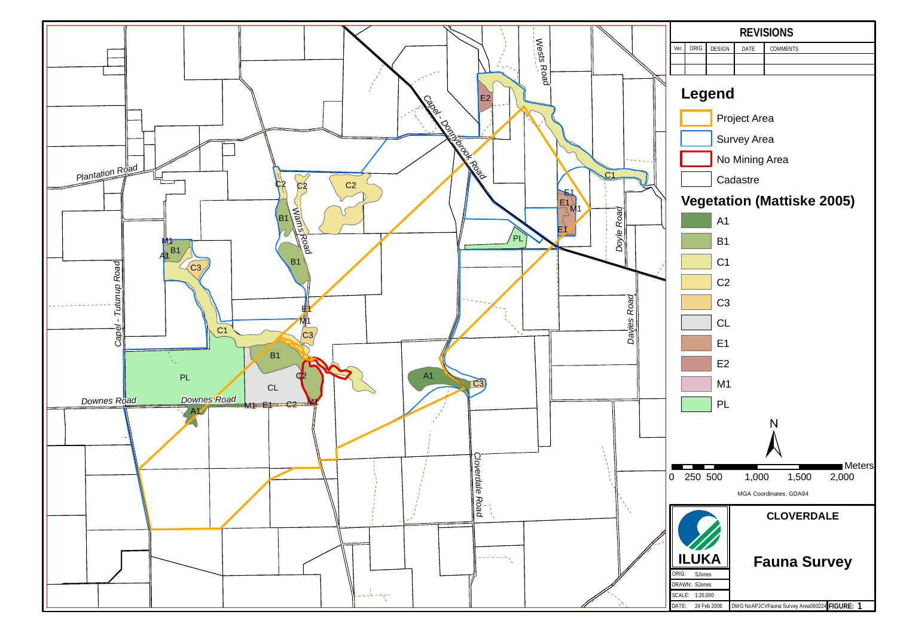# REVISIONS

| Ver. | ORIG | DESIGN | DATE | COMMENTS |
|---|---|---|---|---|
| | | | | |
| | | | | |

## Legend

- Project Area
- Survey Area
- No Mining Area
- Cadastre

## Vegetation (Mattiske 2005)

- A1
- B1
- C1
- C2
- C3
- CL
- E1
- E2
- M1
- PL

N

0 250 500 1,000 1,500 2,000 Meters

MGA Coordinates, GDA94

ILUKA

**CLOVERDALE**

**Fauna Survey**

ORIG: SJones

DRAWN: SJones

SCALE: 1:25,000

DATE: 24 Feb 2006

DWG No:APJCVFauna Survey Area060224

FIGURE: 1

Plantation Road
Capel - Donnybrook Road
Wests Road
Warns Road
Capel - Tutunup Road
Doyle Road
Davies Road
Downes Road
Cloverdale Road